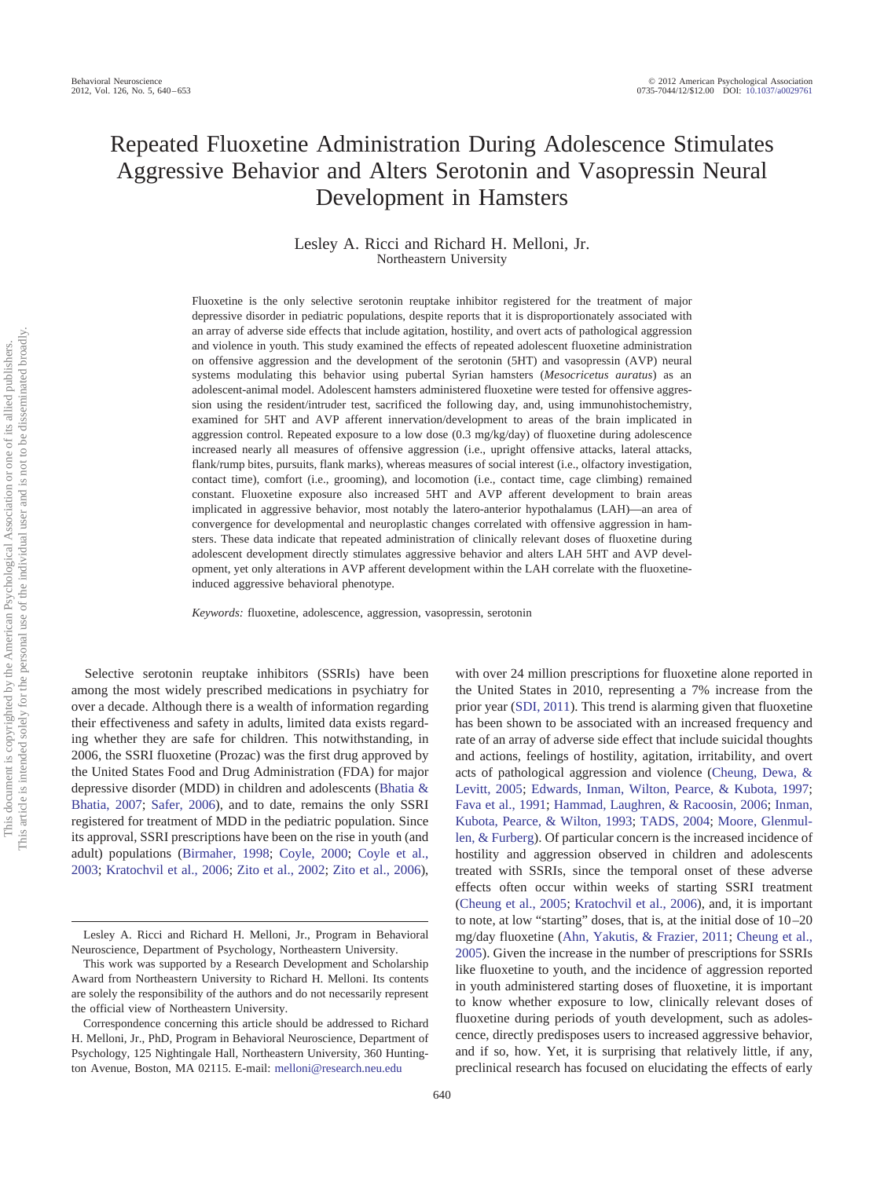# Repeated Fluoxetine Administration During Adolescence Stimulates Aggressive Behavior and Alters Serotonin and Vasopressin Neural Development in Hamsters

Lesley A. Ricci and Richard H. Melloni, Jr.
Northeastern University

Fluoxetine is the only selective serotonin reuptake inhibitor registered for the treatment of major depressive disorder in pediatric populations, despite reports that it is disproportionately associated with an array of adverse side effects that include agitation, hostility, and overt acts of pathological aggression and violence in youth. This study examined the effects of repeated adolescent fluoxetine administration on offensive aggression and the development of the serotonin (5HT) and vasopressin (AVP) neural systems modulating this behavior using pubertal Syrian hamsters (*Mesocricetus auratus*) as an adolescent-animal model. Adolescent hamsters administered fluoxetine were tested for offensive aggression using the resident/intruder test, sacrificed the following day, and, using immunohistochemistry, examined for 5HT and AVP afferent innervation/development to areas of the brain implicated in aggression control. Repeated exposure to a low dose (0.3 mg/kg/day) of fluoxetine during adolescence increased nearly all measures of offensive aggression (i.e., upright offensive attacks, lateral attacks, flank/rump bites, pursuits, flank marks), whereas measures of social interest (i.e., olfactory investigation, contact time), comfort (i.e., grooming), and locomotion (i.e., contact time, cage climbing) remained constant. Fluoxetine exposure also increased 5HT and AVP afferent development to brain areas implicated in aggressive behavior, most notably the latero-anterior hypothalamus (LAH)—an area of convergence for developmental and neuroplastic changes correlated with offensive aggression in hamsters. These data indicate that repeated administration of clinically relevant doses of fluoxetine during adolescent development directly stimulates aggressive behavior and alters LAH 5HT and AVP development, yet only alterations in AVP afferent development within the LAH correlate with the fluoxetine-induced aggressive behavioral phenotype.

*Keywords:* fluoxetine, adolescence, aggression, vasopressin, serotonin

Selective serotonin reuptake inhibitors (SSRIs) have been among the most widely prescribed medications in psychiatry for over a decade. Although there is a wealth of information regarding their effectiveness and safety in adults, limited data exists regarding whether they are safe for children. This notwithstanding, in 2006, the SSRI fluoxetine (Prozac) was the first drug approved by the United States Food and Drug Administration (FDA) for major depressive disorder (MDD) in children and adolescents (Bhatia & Bhatia, 2007; Safer, 2006), and to date, remains the only SSRI registered for treatment of MDD in the pediatric population. Since its approval, SSRI prescriptions have been on the rise in youth (and adult) populations (Birmaher, 1998; Coyle, 2000; Coyle et al., 2003; Kratochvil et al., 2006; Zito et al., 2002; Zito et al., 2006), with over 24 million prescriptions for fluoxetine alone reported in the United States in 2010, representing a 7% increase from the prior year (SDI, 2011). This trend is alarming given that fluoxetine has been shown to be associated with an increased frequency and rate of an array of adverse side effect that include suicidal thoughts and actions, feelings of hostility, agitation, irritability, and overt acts of pathological aggression and violence (Cheung, Dewa, & Levitt, 2005; Edwards, Inman, Wilton, Pearce, & Kubota, 1997; Fava et al., 1991; Hammad, Laughren, & Racoosin, 2006; Inman, Kubota, Pearce, & Wilton, 1993; TADS, 2004; Moore, Glenmullen, & Furberg). Of particular concern is the increased incidence of hostility and aggression observed in children and adolescents treated with SSRIs, since the temporal onset of these adverse effects often occur within weeks of starting SSRI treatment (Cheung et al., 2005; Kratochvil et al., 2006), and, it is important to note, at low "starting" doses, that is, at the initial dose of 10–20 mg/day fluoxetine (Ahn, Yakutis, & Frazier, 2011; Cheung et al., 2005). Given the increase in the number of prescriptions for SSRIs like fluoxetine to youth, and the incidence of aggression reported in youth administered starting doses of fluoxetine, it is important to know whether exposure to low, clinically relevant doses of fluoxetine during periods of youth development, such as adolescence, directly predisposes users to increased aggressive behavior, and if so, how. Yet, it is surprising that relatively little, if any, preclinical research has focused on elucidating the effects of early

Lesley A. Ricci and Richard H. Melloni, Jr., Program in Behavioral Neuroscience, Department of Psychology, Northeastern University.

This work was supported by a Research Development and Scholarship Award from Northeastern University to Richard H. Melloni. Its contents are solely the responsibility of the authors and do not necessarily represent the official view of Northeastern University.

Correspondence concerning this article should be addressed to Richard H. Melloni, Jr., PhD, Program in Behavioral Neuroscience, Department of Psychology, 125 Nightingale Hall, Northeastern University, 360 Huntington Avenue, Boston, MA 02115. E-mail: melloni@research.neu.edu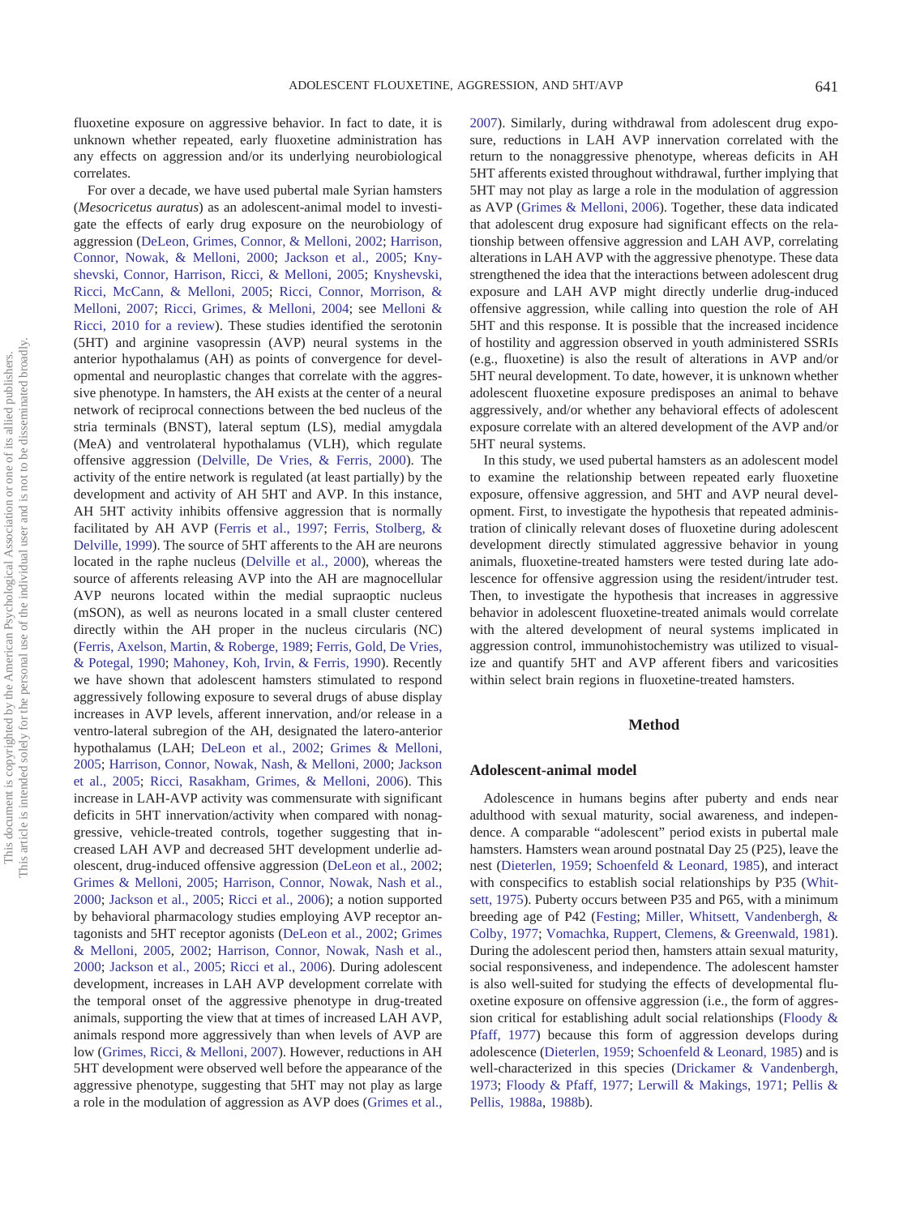fluoxetine exposure on aggressive behavior. In fact to date, it is unknown whether repeated, early fluoxetine administration has any effects on aggression and/or its underlying neurobiological correlates.

For over a decade, we have used pubertal male Syrian hamsters (*Mesocricetus auratus*) as an adolescent-animal model to investigate the effects of early drug exposure on the neurobiology of aggression (DeLeon, Grimes, Connor, & Melloni, 2002; Harrison, Connor, Nowak, & Melloni, 2000; Jackson et al., 2005; Knyshevski, Connor, Harrison, Ricci, & Melloni, 2005; Knyshevski, Ricci, McCann, & Melloni, 2005; Ricci, Connor, Morrison, & Melloni, 2007; Ricci, Grimes, & Melloni, 2004; see Melloni & Ricci, 2010 for a review). These studies identified the serotonin (5HT) and arginine vasopressin (AVP) neural systems in the anterior hypothalamus (AH) as points of convergence for developmental and neuroplastic changes that correlate with the aggressive phenotype. In hamsters, the AH exists at the center of a neural network of reciprocal connections between the bed nucleus of the stria terminals (BNST), lateral septum (LS), medial amygdala (MeA) and ventrolateral hypothalamus (VLH), which regulate offensive aggression (Delville, De Vries, & Ferris, 2000). The activity of the entire network is regulated (at least partially) by the development and activity of AH 5HT and AVP. In this instance, AH 5HT activity inhibits offensive aggression that is normally facilitated by AH AVP (Ferris et al., 1997; Ferris, Stolberg, & Delville, 1999). The source of 5HT afferents to the AH are neurons located in the raphe nucleus (Delville et al., 2000), whereas the source of afferents releasing AVP into the AH are magnocellular AVP neurons located within the medial supraoptic nucleus (mSON), as well as neurons located in a small cluster centered directly within the AH proper in the nucleus circularis (NC) (Ferris, Axelson, Martin, & Roberge, 1989; Ferris, Gold, De Vries, & Potegal, 1990; Mahoney, Koh, Irvin, & Ferris, 1990). Recently we have shown that adolescent hamsters stimulated to respond aggressively following exposure to several drugs of abuse display increases in AVP levels, afferent innervation, and/or release in a ventro-lateral subregion of the AH, designated the latero-anterior hypothalamus (LAH; DeLeon et al., 2002; Grimes & Melloni, 2005; Harrison, Connor, Nowak, Nash, & Melloni, 2000; Jackson et al., 2005; Ricci, Rasakham, Grimes, & Melloni, 2006). This increase in LAH-AVP activity was commensurate with significant deficits in 5HT innervation/activity when compared with nonaggressive, vehicle-treated controls, together suggesting that increased LAH AVP and decreased 5HT development underlie adolescent, drug-induced offensive aggression (DeLeon et al., 2002; Grimes & Melloni, 2005; Harrison, Connor, Nowak, Nash et al., 2000; Jackson et al., 2005; Ricci et al., 2006); a notion supported by behavioral pharmacology studies employing AVP receptor antagonists and 5HT receptor agonists (DeLeon et al., 2002; Grimes & Melloni, 2005, 2002; Harrison, Connor, Nowak, Nash et al., 2000; Jackson et al., 2005; Ricci et al., 2006). During adolescent development, increases in LAH AVP development correlate with the temporal onset of the aggressive phenotype in drug-treated animals, supporting the view that at times of increased LAH AVP, animals respond more aggressively than when levels of AVP are low (Grimes, Ricci, & Melloni, 2007). However, reductions in AH 5HT development were observed well before the appearance of the aggressive phenotype, suggesting that 5HT may not play as large a role in the modulation of aggression as AVP does (Grimes et al., 2007). Similarly, during withdrawal from adolescent drug exposure, reductions in LAH AVP innervation correlated with the return to the nonaggressive phenotype, whereas deficits in AH 5HT afferents existed throughout withdrawal, further implying that 5HT may not play as large a role in the modulation of aggression as AVP (Grimes & Melloni, 2006). Together, these data indicated that adolescent drug exposure had significant effects on the relationship between offensive aggression and LAH AVP, correlating alterations in LAH AVP with the aggressive phenotype. These data strengthened the idea that the interactions between adolescent drug exposure and LAH AVP might directly underlie drug-induced offensive aggression, while calling into question the role of AH 5HT and this response. It is possible that the increased incidence of hostility and aggression observed in youth administered SSRIs (e.g., fluoxetine) is also the result of alterations in AVP and/or 5HT neural development. To date, however, it is unknown whether adolescent fluoxetine exposure predisposes an animal to behave aggressively, and/or whether any behavioral effects of adolescent exposure correlate with an altered development of the AVP and/or 5HT neural systems.

In this study, we used pubertal hamsters as an adolescent model to examine the relationship between repeated early fluoxetine exposure, offensive aggression, and 5HT and AVP neural development. First, to investigate the hypothesis that repeated administration of clinically relevant doses of fluoxetine during adolescent development directly stimulated aggressive behavior in young animals, fluoxetine-treated hamsters were tested during late adolescence for offensive aggression using the resident/intruder test. Then, to investigate the hypothesis that increases in aggressive behavior in adolescent fluoxetine-treated animals would correlate with the altered development of neural systems implicated in aggression control, immunohistochemistry was utilized to visualize and quantify 5HT and AVP afferent fibers and varicosities within select brain regions in fluoxetine-treated hamsters.

## Method

### Adolescent-animal model

Adolescence in humans begins after puberty and ends near adulthood with sexual maturity, social awareness, and independence. A comparable "adolescent" period exists in pubertal male hamsters. Hamsters wean around postnatal Day 25 (P25), leave the nest (Dieterlen, 1959; Schoenfeld & Leonard, 1985), and interact with conspecifics to establish social relationships by P35 (Whitsett, 1975). Puberty occurs between P35 and P65, with a minimum breeding age of P42 (Festing; Miller, Whitsett, Vandenbergh, & Colby, 1977; Vomachka, Ruppert, Clemens, & Greenwald, 1981). During the adolescent period then, hamsters attain sexual maturity, social responsiveness, and independence. The adolescent hamster is also well-suited for studying the effects of developmental fluoxetine exposure on offensive aggression (i.e., the form of aggression critical for establishing adult social relationships (Floody & Pfaff, 1977) because this form of aggression develops during adolescence (Dieterlen, 1959; Schoenfeld & Leonard, 1985) and is well-characterized in this species (Drickamer & Vandenbergh, 1973; Floody & Pfaff, 1977; Lerwill & Makings, 1971; Pellis & Pellis, 1988a, 1988b).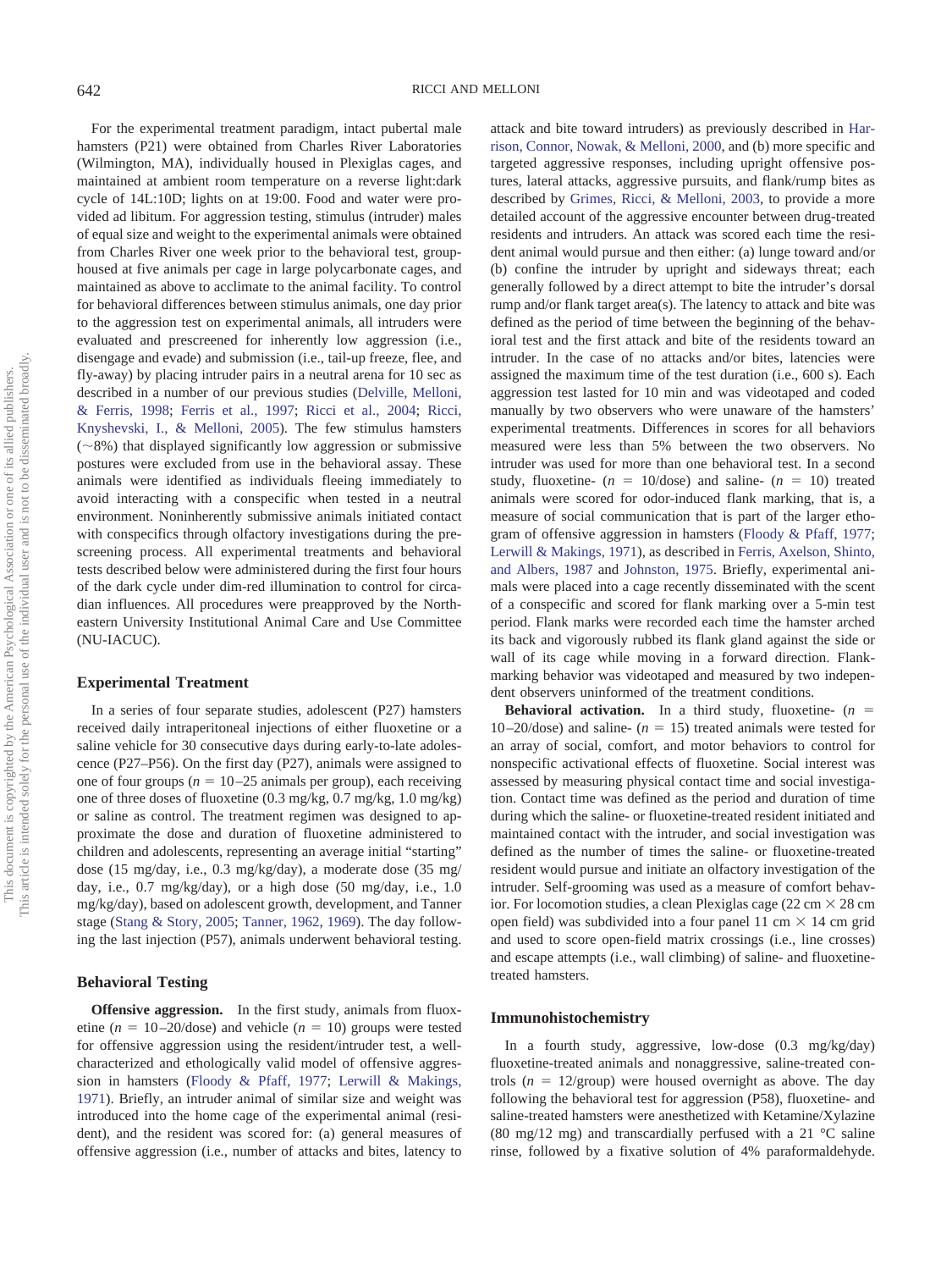For the experimental treatment paradigm, intact pubertal male hamsters (P21) were obtained from Charles River Laboratories (Wilmington, MA), individually housed in Plexiglas cages, and maintained at ambient room temperature on a reverse light:dark cycle of 14L:10D; lights on at 19:00. Food and water were provided ad libitum. For aggression testing, stimulus (intruder) males of equal size and weight to the experimental animals were obtained from Charles River one week prior to the behavioral test, group-housed at five animals per cage in large polycarbonate cages, and maintained as above to acclimate to the animal facility. To control for behavioral differences between stimulus animals, one day prior to the aggression test on experimental animals, all intruders were evaluated and prescreened for inherently low aggression (i.e., disengage and evade) and submission (i.e., tail-up freeze, flee, and fly-away) by placing intruder pairs in a neutral arena for 10 sec as described in a number of our previous studies (Delville, Melloni, & Ferris, 1998; Ferris et al., 1997; Ricci et al., 2004; Ricci, Knyshevski, I., & Melloni, 2005). The few stimulus hamsters (~8%) that displayed significantly low aggression or submissive postures were excluded from use in the behavioral assay. These animals were identified as individuals fleeing immediately to avoid interacting with a conspecific when tested in a neutral environment. Noninherently submissive animals initiated contact with conspecifics through olfactory investigations during the prescreening process. All experimental treatments and behavioral tests described below were administered during the first four hours of the dark cycle under dim-red illumination to control for circadian influences. All procedures were preapproved by the Northeastern University Institutional Animal Care and Use Committee (NU-IACUC).

## Experimental Treatment

In a series of four separate studies, adolescent (P27) hamsters received daily intraperitoneal injections of either fluoxetine or a saline vehicle for 30 consecutive days during early-to-late adolescence (P27–P56). On the first day (P27), animals were assigned to one of four groups ($n$ = 10–25 animals per group), each receiving one of three doses of fluoxetine (0.3 mg/kg, 0.7 mg/kg, 1.0 mg/kg) or saline as control. The treatment regimen was designed to approximate the dose and duration of fluoxetine administered to children and adolescents, representing an average initial "starting" dose (15 mg/day, i.e., 0.3 mg/kg/day), a moderate dose (35 mg/day, i.e., 0.7 mg/kg/day), or a high dose (50 mg/day, i.e., 1.0 mg/kg/day), based on adolescent growth, development, and Tanner stage (Stang & Story, 2005; Tanner, 1962, 1969). The day following the last injection (P57), animals underwent behavioral testing.

## Behavioral Testing

**Offensive aggression.** In the first study, animals from fluoxetine ($n$ = 10–20/dose) and vehicle ($n$ = 10) groups were tested for offensive aggression using the resident/intruder test, a well-characterized and ethologically valid model of offensive aggression in hamsters (Floody & Pfaff, 1977; Lerwill & Makings, 1971). Briefly, an intruder animal of similar size and weight was introduced into the home cage of the experimental animal (resident), and the resident was scored for: (a) general measures of offensive aggression (i.e., number of attacks and bites, latency to attack and bite toward intruders) as previously described in Harrison, Connor, Nowak, & Melloni, 2000, and (b) more specific and targeted aggressive responses, including upright offensive postures, lateral attacks, aggressive pursuits, and flank/rump bites as described by Grimes, Ricci, & Melloni, 2003, to provide a more detailed account of the aggressive encounter between drug-treated residents and intruders. An attack was scored each time the resident animal would pursue and then either: (a) lunge toward and/or (b) confine the intruder by upright and sideways threat; each generally followed by a direct attempt to bite the intruder's dorsal rump and/or flank target area(s). The latency to attack and bite was defined as the period of time between the beginning of the behavioral test and the first attack and bite of the residents toward an intruder. In the case of no attacks and/or bites, latencies were assigned the maximum time of the test duration (i.e., 600 s). Each aggression test lasted for 10 min and was videotaped and coded manually by two observers who were unaware of the hamsters' experimental treatments. Differences in scores for all behaviors measured were less than 5% between the two observers. No intruder was used for more than one behavioral test. In a second study, fluoxetine- ($n$ = 10/dose) and saline- ($n$ = 10) treated animals were scored for odor-induced flank marking, that is, a measure of social communication that is part of the larger ethogram of offensive aggression in hamsters (Floody & Pfaff, 1977; Lerwill & Makings, 1971), as described in Ferris, Axelson, Shinto, and Albers, 1987 and Johnston, 1975. Briefly, experimental animals were placed into a cage recently disseminated with the scent of a conspecific and scored for flank marking over a 5-min test period. Flank marks were recorded each time the hamster arched its back and vigorously rubbed its flank gland against the side or wall of its cage while moving in a forward direction. Flank-marking behavior was videotaped and measured by two independent observers uninformed of the treatment conditions.

**Behavioral activation.** In a third study, fluoxetine- ($n$ = 10–20/dose) and saline- ($n$ = 15) treated animals were tested for an array of social, comfort, and motor behaviors to control for nonspecific activational effects of fluoxetine. Social interest was assessed by measuring physical contact time and social investigation. Contact time was defined as the period and duration of time during which the saline- or fluoxetine-treated resident initiated and maintained contact with the intruder, and social investigation was defined as the number of times the saline- or fluoxetine-treated resident would pursue and initiate an olfactory investigation of the intruder. Self-grooming was used as a measure of comfort behavior. For locomotion studies, a clean Plexiglas cage (22 cm × 28 cm open field) was subdivided into a four panel 11 cm × 14 cm grid and used to score open-field matrix crossings (i.e., line crosses) and escape attempts (i.e., wall climbing) of saline- and fluoxetine-treated hamsters.

## Immunohistochemistry

In a fourth study, aggressive, low-dose (0.3 mg/kg/day) fluoxetine-treated animals and nonaggressive, saline-treated controls ($n$ = 12/group) were housed overnight as above. The day following the behavioral test for aggression (P58), fluoxetine- and saline-treated hamsters were anesthetized with Ketamine/Xylazine (80 mg/12 mg) and transcardially perfused with a 21 °C saline rinse, followed by a fixative solution of 4% paraformaldehyde.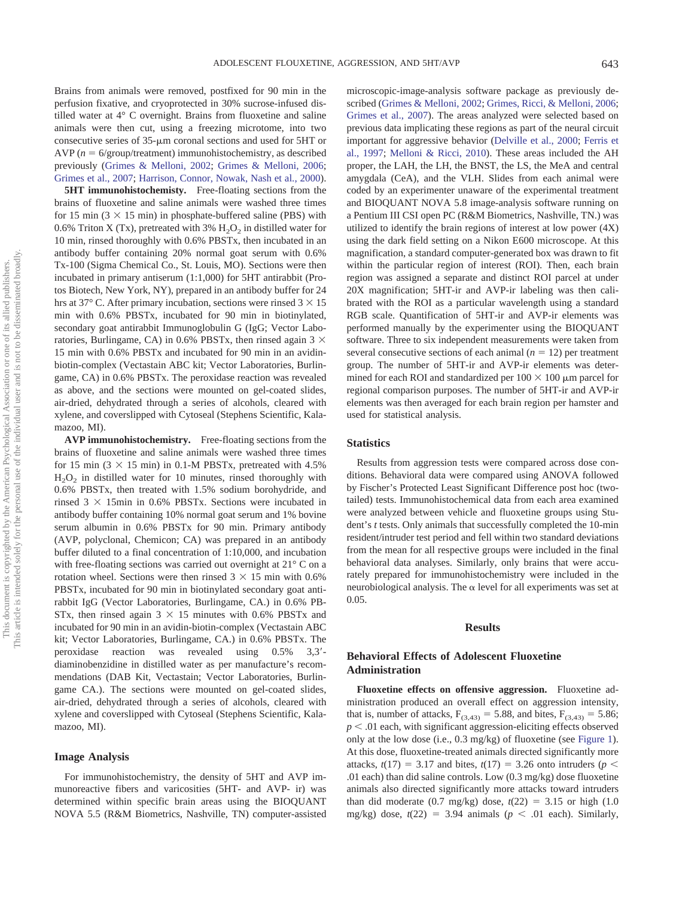Brains from animals were removed, postfixed for 90 min in the perfusion fixative, and cryoprotected in 30% sucrose-infused distilled water at 4° C overnight. Brains from fluoxetine and saline animals were then cut, using a freezing microtome, into two consecutive series of 35-μm coronal sections and used for 5HT or AVP ($n = 6$/group/treatment) immunohistochemistry, as described previously (Grimes & Melloni, 2002; Grimes & Melloni, 2006; Grimes et al., 2007; Harrison, Connor, Nowak, Nash et al., 2000).

**5HT immunohistochemisty.** Free-floating sections from the brains of fluoxetine and saline animals were washed three times for 15 min (3 × 15 min) in phosphate-buffered saline (PBS) with 0.6% Triton X (Tx), pretreated with 3% $H_2O_2$ in distilled water for 10 min, rinsed thoroughly with 0.6% PBSTx, then incubated in an antibody buffer containing 20% normal goat serum with 0.6% Tx-100 (Sigma Chemical Co., St. Louis, MO). Sections were then incubated in primary antiserum (1:1,000) for 5HT antirabbit (Protos Biotech, New York, NY), prepared in an antibody buffer for 24 hrs at 37° C. After primary incubation, sections were rinsed 3 × 15 min with 0.6% PBSTx, incubated for 90 min in biotinylated, secondary goat antirabbit Immunoglobulin G (IgG; Vector Laboratories, Burlingame, CA) in 0.6% PBSTx, then rinsed again 3 × 15 min with 0.6% PBSTx and incubated for 90 min in an avidin-biotin-complex (Vectastain ABC kit; Vector Laboratories, Burlingame, CA) in 0.6% PBSTx. The peroxidase reaction was revealed as above, and the sections were mounted on gel-coated slides, air-dried, dehydrated through a series of alcohols, cleared with xylene, and coverslipped with Cytoseal (Stephens Scientific, Kalamazoo, MI).

**AVP immunohistochemistry.** Free-floating sections from the brains of fluoxetine and saline animals were washed three times for 15 min (3 × 15 min) in 0.1-M PBSTx, pretreated with 4.5% $H_2O_2$ in distilled water for 10 minutes, rinsed thoroughly with 0.6% PBSTx, then treated with 1.5% sodium borohydride, and rinsed 3 × 15min in 0.6% PBSTx. Sections were incubated in antibody buffer containing 10% normal goat serum and 1% bovine serum albumin in 0.6% PBSTx for 90 min. Primary antibody (AVP, polyclonal, Chemicon; CA) was prepared in an antibody buffer diluted to a final concentration of 1:10,000, and incubation with free-floating sections was carried out overnight at 21° C on a rotation wheel. Sections were then rinsed 3 × 15 min with 0.6% PBSTx, incubated for 90 min in biotinylated secondary goat antirabbit IgG (Vector Laboratories, Burlingame, CA.) in 0.6% PBSTx, then rinsed again 3 × 15 minutes with 0.6% PBSTx and incubated for 90 min in an avidin-biotin-complex (Vectastain ABC kit; Vector Laboratories, Burlingame, CA.) in 0.6% PBSTx. The peroxidase reaction was revealed using 0.5% 3,3′-diaminobenzidine in distilled water as per manufacture's recommendations (DAB Kit, Vectastain; Vector Laboratories, Burlingame CA.). The sections were mounted on gel-coated slides, air-dried, dehydrated through a series of alcohols, cleared with xylene and coverslipped with Cytoseal (Stephens Scientific, Kalamazoo, MI).

## Image Analysis

For immunohistochemistry, the density of 5HT and AVP immunoreactive fibers and varicosities (5HT- and AVP- ir) was determined within specific brain areas using the BIOQUANT NOVA 5.5 (R&M Biometrics, Nashville, TN) computer-assisted microscopic-image-analysis software package as previously described (Grimes & Melloni, 2002; Grimes, Ricci, & Melloni, 2006; Grimes et al., 2007). The areas analyzed were selected based on previous data implicating these regions as part of the neural circuit important for aggressive behavior (Delville et al., 2000; Ferris et al., 1997; Melloni & Ricci, 2010). These areas included the AH proper, the LAH, the LH, the BNST, the LS, the MeA and central amygdala (CeA), and the VLH. Slides from each animal were coded by an experimenter unaware of the experimental treatment and BIOQUANT NOVA 5.8 image-analysis software running on a Pentium III CSI open PC (R&M Biometrics, Nashville, TN.) was utilized to identify the brain regions of interest at low power (4X) using the dark field setting on a Nikon E600 microscope. At this magnification, a standard computer-generated box was drawn to fit within the particular region of interest (ROI). Then, each brain region was assigned a separate and distinct ROI parcel at under 20X magnification; 5HT-ir and AVP-ir labeling was then calibrated with the ROI as a particular wavelength using a standard RGB scale. Quantification of 5HT-ir and AVP-ir elements was performed manually by the experimenter using the BIOQUANT software. Three to six independent measurements were taken from several consecutive sections of each animal ($n = 12$) per treatment group. The number of 5HT-ir and AVP-ir elements was determined for each ROI and standardized per 100 × 100 μm parcel for regional comparison purposes. The number of 5HT-ir and AVP-ir elements was then averaged for each brain region per hamster and used for statistical analysis.

## Statistics

Results from aggression tests were compared across dose conditions. Behavioral data were compared using ANOVA followed by Fischer's Protected Least Significant Difference post hoc (two-tailed) tests. Immunohistochemical data from each area examined were analyzed between vehicle and fluoxetine groups using Student's *t* tests. Only animals that successfully completed the 10-min resident/intruder test period and fell within two standard deviations from the mean for all respective groups were included in the final behavioral data analyses. Similarly, only brains that were accurately prepared for immunohistochemistry were included in the neurobiological analysis. The α level for all experiments was set at 0.05.

# Results

## Behavioral Effects of Adolescent Fluoxetine Administration

**Fluoxetine effects on offensive aggression.** Fluoxetine administration produced an overall effect on aggression intensity, that is, number of attacks, $F_{(3,43)} = 5.88$, and bites, $F_{(3,43)} = 5.86$; $p < .01$ each, with significant aggression-eliciting effects observed only at the low dose (i.e., 0.3 mg/kg) of fluoxetine (see Figure 1). At this dose, fluoxetine-treated animals directed significantly more attacks, $t(17) = 3.17$ and bites, $t(17) = 3.26$ onto intruders ($p < .01$ each) than did saline controls. Low (0.3 mg/kg) dose fluoxetine animals also directed significantly more attacks toward intruders than did moderate (0.7 mg/kg) dose, $t(22) = 3.15$ or high (1.0 mg/kg) dose, $t(22) = 3.94$ animals ($p < .01$ each). Similarly,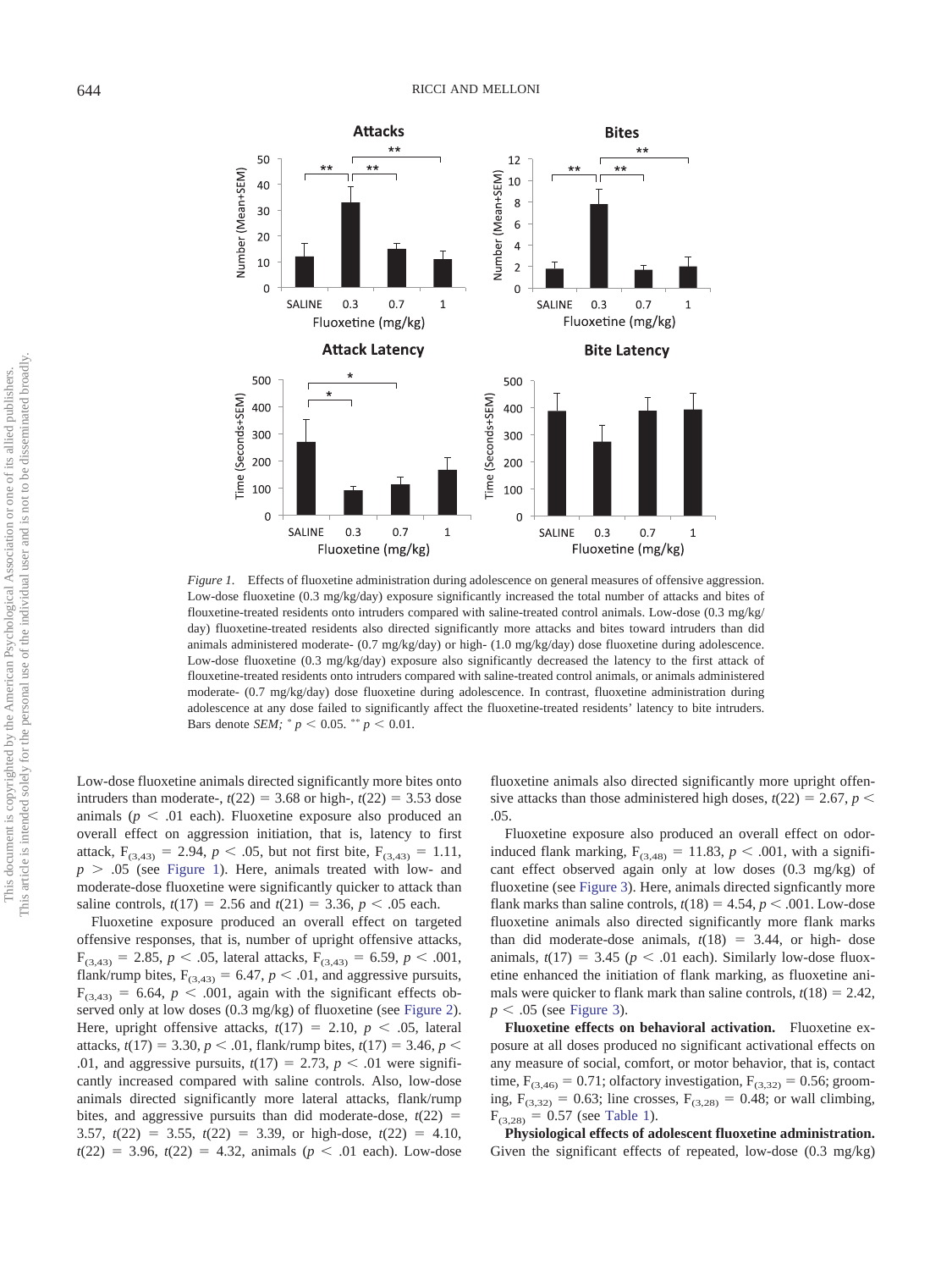*Figure 1.* Effects of fluoxetine administration during adolescence on general measures of offensive aggression. Low-dose fluoxetine (0.3 mg/kg/day) exposure significantly increased the total number of attacks and bites of flouxetine-treated residents onto intruders compared with saline-treated control animals. Low-dose (0.3 mg/kg/day) fluoxetine-treated residents also directed significantly more attacks and bites toward intruders than did animals administered moderate- (0.7 mg/kg/day) or high- (1.0 mg/kg/day) dose fluoxetine during adolescence. Low-dose fluoxetine (0.3 mg/kg/day) exposure also significantly decreased the latency to the first attack of flouxetine-treated residents onto intruders compared with saline-treated control animals, or animals administered moderate- (0.7 mg/kg/day) dose fluoxetine during adolescence. In contrast, fluoxetine administration during adolescence at any dose failed to significantly affect the fluoxetine-treated residents' latency to bite intruders. Bars denote *SEM;* * $p < 0.05$. ** $p < 0.01$.

Low-dose fluoxetine animals directed significantly more bites onto intruders than moderate-, $t(22) = 3.68$ or high-, $t(22) = 3.53$ dose animals ($p < .01$ each). Fluoxetine exposure also produced an overall effect on aggression initiation, that is, latency to first attack, $F_{(3,43)} = 2.94$, $p < .05$, but not first bite, $F_{(3,43)} = 1.11$, $p > .05$ (see Figure 1). Here, animals treated with low- and moderate-dose fluoxetine were significantly quicker to attack than saline controls, $t(17) = 2.56$ and $t(21) = 3.36$, $p < .05$ each.

Fluoxetine exposure produced an overall effect on targeted offensive responses, that is, number of upright offensive attacks, $F_{(3,43)} = 2.85$, $p < .05$, lateral attacks, $F_{(3,43)} = 6.59$, $p < .001$, flank/rump bites, $F_{(3,43)} = 6.47$, $p < .01$, and aggressive pursuits, $F_{(3,43)} = 6.64$, $p < .001$, again with the significant effects observed only at low doses (0.3 mg/kg) of fluoxetine (see Figure 2). Here, upright offensive attacks, $t(17) = 2.10$, $p < .05$, lateral attacks, $t(17) = 3.30$, $p < .01$, flank/rump bites, $t(17) = 3.46$, $p < .01$, and aggressive pursuits, $t(17) = 2.73$, $p < .01$ were significantly increased compared with saline controls. Also, low-dose animals directed significantly more lateral attacks, flank/rump bites, and aggressive pursuits than did moderate-dose, $t(22) = 3.57$, $t(22) = 3.55$, $t(22) = 3.39$, or high-dose, $t(22) = 4.10$, $t(22) = 3.96$, $t(22) = 4.32$, animals ($p < .01$ each). Low-dose fluoxetine animals also directed significantly more upright offensive attacks than those administered high doses, $t(22) = 2.67$, $p < .05$.

Fluoxetine exposure also produced an overall effect on odor-induced flank marking, $F_{(3,48)} = 11.83$, $p < .001$, with a significant effect observed again only at low doses (0.3 mg/kg) of fluoxetine (see Figure 3). Here, animals directed signficantly more flank marks than saline controls, $t(18) = 4.54$, $p < .001$. Low-dose fluoxetine animals also directed significantly more flank marks than did moderate-dose animals, $t(18) = 3.44$, or high- dose animals, $t(17) = 3.45$ ($p < .01$ each). Similarly low-dose fluoxetine enhanced the initiation of flank marking, as fluoxetine animals were quicker to flank mark than saline controls, $t(18) = 2.42$, $p < .05$ (see Figure 3).

**Fluoxetine effects on behavioral activation.** Fluoxetine exposure at all doses produced no significant activational effects on any measure of social, comfort, or motor behavior, that is, contact time, $F_{(3,46)} = 0.71$; olfactory investigation, $F_{(3,32)} = 0.56$; grooming, $F_{(3,32)} = 0.63$; line crosses, $F_{(3,28)} = 0.48$; or wall climbing, $F_{(3,28)} = 0.57$ (see Table 1).

**Physiological effects of adolescent fluoxetine administration.** Given the significant effects of repeated, low-dose (0.3 mg/kg)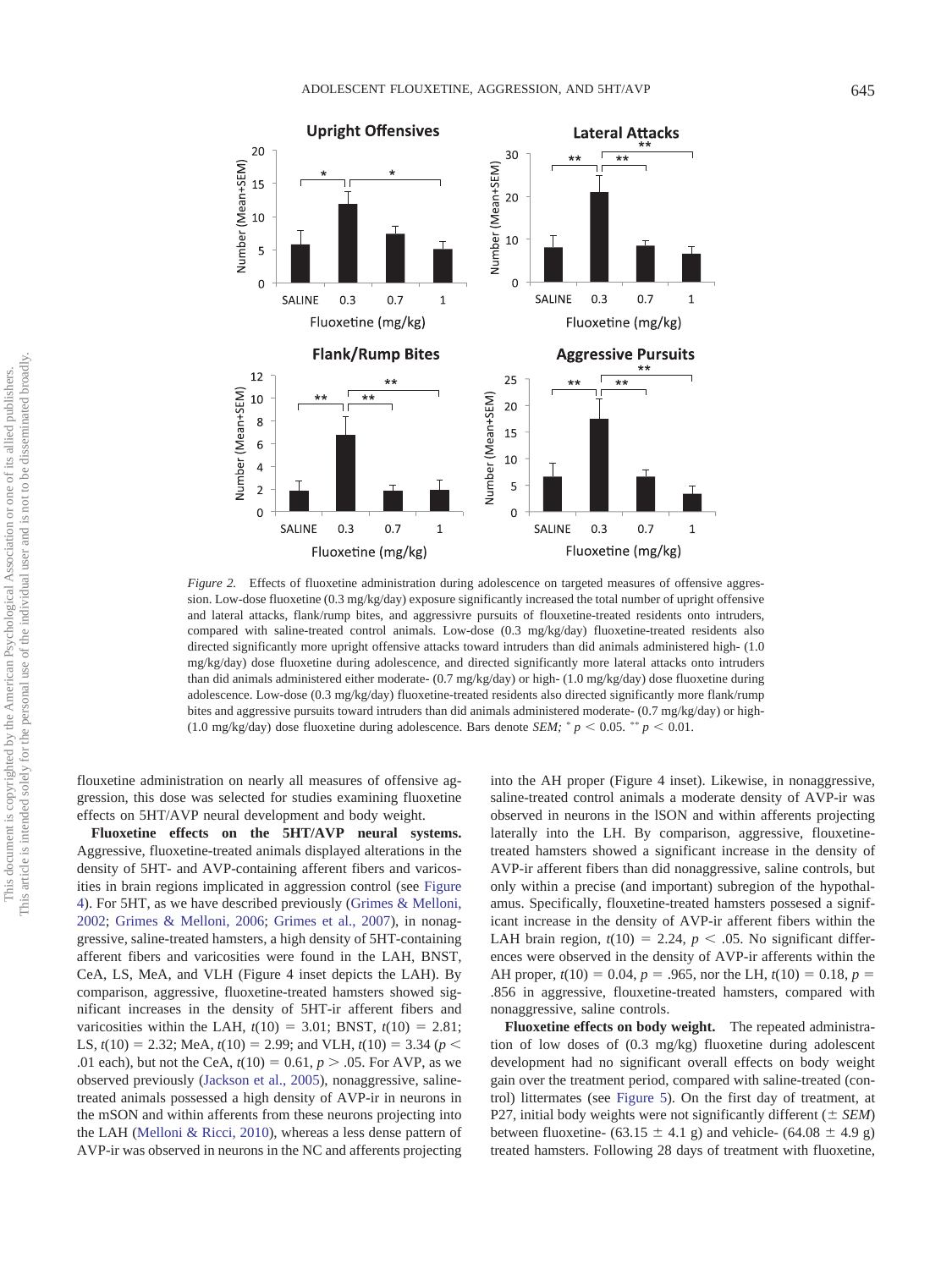Figure 2. Effects of fluoxetine administration during adolescence on targeted measures of offensive aggression. Low-dose fluoxetine (0.3 mg/kg/day) exposure significantly increased the total number of upright offensive and lateral attacks, flank/rump bites, and aggressivre pursuits of flouxetine-treated residents onto intruders, compared with saline-treated control animals. Low-dose (0.3 mg/kg/day) fluoxetine-treated residents also directed significantly more upright offensive attacks toward intruders than did animals administered high- (1.0 mg/kg/day) dose fluoxetine during adolescence, and directed significantly more lateral attacks onto intruders than did animals administered either moderate- (0.7 mg/kg/day) or high- (1.0 mg/kg/day) dose fluoxetine during adolescence. Low-dose (0.3 mg/kg/day) fluoxetine-treated residents also directed significantly more flank/rump bites and aggressive pursuits toward intruders than did animals administered moderate- (0.7 mg/kg/day) or high- (1.0 mg/kg/day) dose fluoxetine during adolescence. Bars denote *SEM*; * $p < 0.05$. ** $p < 0.01$.

flouxetine administration on nearly all measures of offensive aggression, this dose was selected for studies examining fluoxetine effects on 5HT/AVP neural development and body weight.

**Fluoxetine effects on the 5HT/AVP neural systems.** Aggressive, fluoxetine-treated animals displayed alterations in the density of 5HT- and AVP-containing afferent fibers and varicosities in brain regions implicated in aggression control (see Figure 4). For 5HT, as we have described previously (Grimes & Melloni, 2002; Grimes & Melloni, 2006; Grimes et al., 2007), in nonaggressive, saline-treated hamsters, a high density of 5HT-containing afferent fibers and varicosities were found in the LAH, BNST, CeA, LS, MeA, and VLH (Figure 4 inset depicts the LAH). By comparison, aggressive, fluoxetine-treated hamsters showed significant increases in the density of 5HT-ir afferent fibers and varicosities within the LAH, $t(10) = 3.01$; BNST, $t(10) = 2.81$; LS, $t(10) = 2.32$; MeA, $t(10) = 2.99$; and VLH, $t(10) = 3.34$ ($p <$ .01 each), but not the CeA, $t(10) = 0.61$, $p > .05$. For AVP, as we observed previously (Jackson et al., 2005), nonaggressive, saline-treated animals possessed a high density of AVP-ir in neurons in the mSON and within afferents from these neurons projecting into the LAH (Melloni & Ricci, 2010), whereas a less dense pattern of AVP-ir was observed in neurons in the NC and afferents projecting into the AH proper (Figure 4 inset). Likewise, in nonaggressive, saline-treated control animals a moderate density of AVP-ir was observed in neurons in the lSON and within afferents projecting laterally into the LH. By comparison, aggressive, flouxetine-treated hamsters showed a significant increase in the density of AVP-ir afferent fibers than did nonaggressive, saline controls, but only within a precise (and important) subregion of the hypothalamus. Specifically, flouxetine-treated hamsters possessed a significant increase in the density of AVP-ir afferent fibers within the LAH brain region, $t(10) = 2.24$, $p < .05$. No significant differences were observed in the density of AVP-ir afferents within the AH proper, $t(10) = 0.04$, $p = .965$, nor the LH, $t(10) = 0.18$, $p =$ .856 in aggressive, flouxetine-treated hamsters, compared with nonaggressive, saline controls.

**Fluoxetine effects on body weight.** The repeated administration of low doses of (0.3 mg/kg) fluoxetine during adolescent development had no significant overall effects on body weight gain over the treatment period, compared with saline-treated (control) littermates (see Figure 5). On the first day of treatment, at P27, initial body weights were not significantly different ($\pm$ *SEM*) between fluoxetine- (63.15 $\pm$ 4.1 g) and vehicle- (64.08 $\pm$ 4.9 g) treated hamsters. Following 28 days of treatment with fluoxetine,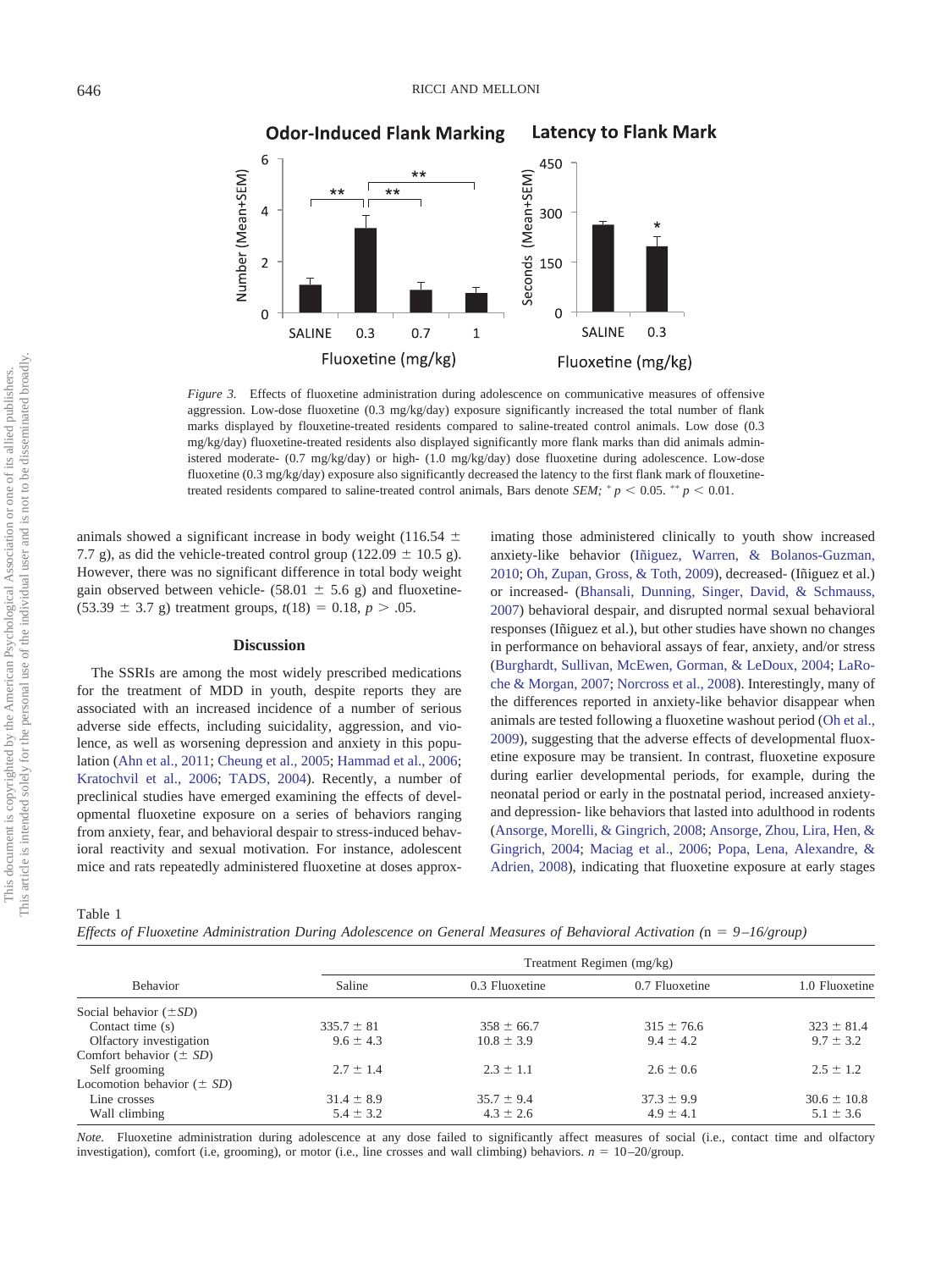*Figure 3.* Effects of fluoxetine administration during adolescence on communicative measures of offensive aggression. Low-dose fluoxetine (0.3 mg/kg/day) exposure significantly increased the total number of flank marks displayed by flouxetine-treated residents compared to saline-treated control animals. Low dose (0.3 mg/kg/day) fluoxetine-treated residents also displayed significantly more flank marks than did animals administered moderate- (0.7 mg/kg/day) or high- (1.0 mg/kg/day) dose fluoxetine during adolescence. Low-dose fluoxetine (0.3 mg/kg/day) exposure also significantly decreased the latency to the first flank mark of flouxetine-treated residents compared to saline-treated control animals, Bars denote *SEM;* * $p < 0.05$. ** $p < 0.01$.

animals showed a significant increase in body weight (116.54 ± 7.7 g), as did the vehicle-treated control group (122.09 ± 10.5 g). However, there was no significant difference in total body weight gain observed between vehicle- (58.01 ± 5.6 g) and fluoxetine- (53.39 ± 3.7 g) treatment groups, $t(18) = 0.18$, $p > .05$.

## Discussion

The SSRIs are among the most widely prescribed medications for the treatment of MDD in youth, despite reports they are associated with an increased incidence of a number of serious adverse side effects, including suicidality, aggression, and violence, as well as worsening depression and anxiety in this population (Ahn et al., 2011; Cheung et al., 2005; Hammad et al., 2006; Kratochvil et al., 2006; TADS, 2004). Recently, a number of preclinical studies have emerged examining the effects of developmental fluoxetine exposure on a series of behaviors ranging from anxiety, fear, and behavioral despair to stress-induced behavioral reactivity and sexual motivation. For instance, adolescent mice and rats repeatedly administered fluoxetine at doses approximating those administered clinically to youth show increased anxiety-like behavior (Iñiguez, Warren, & Bolanos-Guzman, 2010; Oh, Zupan, Gross, & Toth, 2009), decreased- (Iñiguez et al.) or increased- (Bhansali, Dunning, Singer, David, & Schmauss, 2007) behavioral despair, and disrupted normal sexual behavioral responses (Iñiguez et al.), but other studies have shown no changes in performance on behavioral assays of fear, anxiety, and/or stress (Burghardt, Sullivan, McEwen, Gorman, & LeDoux, 2004; LaRoche & Morgan, 2007; Norcross et al., 2008). Interestingly, many of the differences reported in anxiety-like behavior disappear when animals are tested following a fluoxetine washout period (Oh et al., 2009), suggesting that the adverse effects of developmental fluoxetine exposure may be transient. In contrast, fluoxetine exposure during earlier developmental periods, for example, during the neonatal period or early in the postnatal period, increased anxiety- and depression- like behaviors that lasted into adulthood in rodents (Ansorge, Morelli, & Gingrich, 2008; Ansorge, Zhou, Lira, Hen, & Gingrich, 2004; Maciag et al., 2006; Popa, Lena, Alexandre, & Adrien, 2008), indicating that fluoxetine exposure at early stages

Table 1
*Effects of Fluoxetine Administration During Adolescence on General Measures of Behavioral Activation (*n *= 9–16/group)*

| Behavior | Treatment Regimen (mg/kg) | | | |
|---|---|---|---|---|
| | Saline | 0.3 Fluoxetine | 0.7 Fluoxetine | 1.0 Fluoxetine |
| Social behavior (±*SD*) | | | | |
| Contact time (s) | 335.7 ± 81 | 358 ± 66.7 | 315 ± 76.6 | 323 ± 81.4 |
| Olfactory investigation | 9.6 ± 4.3 | 10.8 ± 3.9 | 9.4 ± 4.2 | 9.7 ± 3.2 |
| Comfort behavior (± *SD*) | | | | |
| Self grooming | 2.7 ± 1.4 | 2.3 ± 1.1 | 2.6 ± 0.6 | 2.5 ± 1.2 |
| Locomotion behavior (± *SD*) | | | | |
| Line crosses | 31.4 ± 8.9 | 35.7 ± 9.4 | 37.3 ± 9.9 | 30.6 ± 10.8 |
| Wall climbing | 5.4 ± 3.2 | 4.3 ± 2.6 | 4.9 ± 4.1 | 5.1 ± 3.6 |

*Note.* Fluoxetine administration during adolescence at any dose failed to significantly affect measures of social (i.e., contact time and olfactory investigation), comfort (i.e, grooming), or motor (i.e., line crosses and wall climbing) behaviors. $n$ = 10–20/group.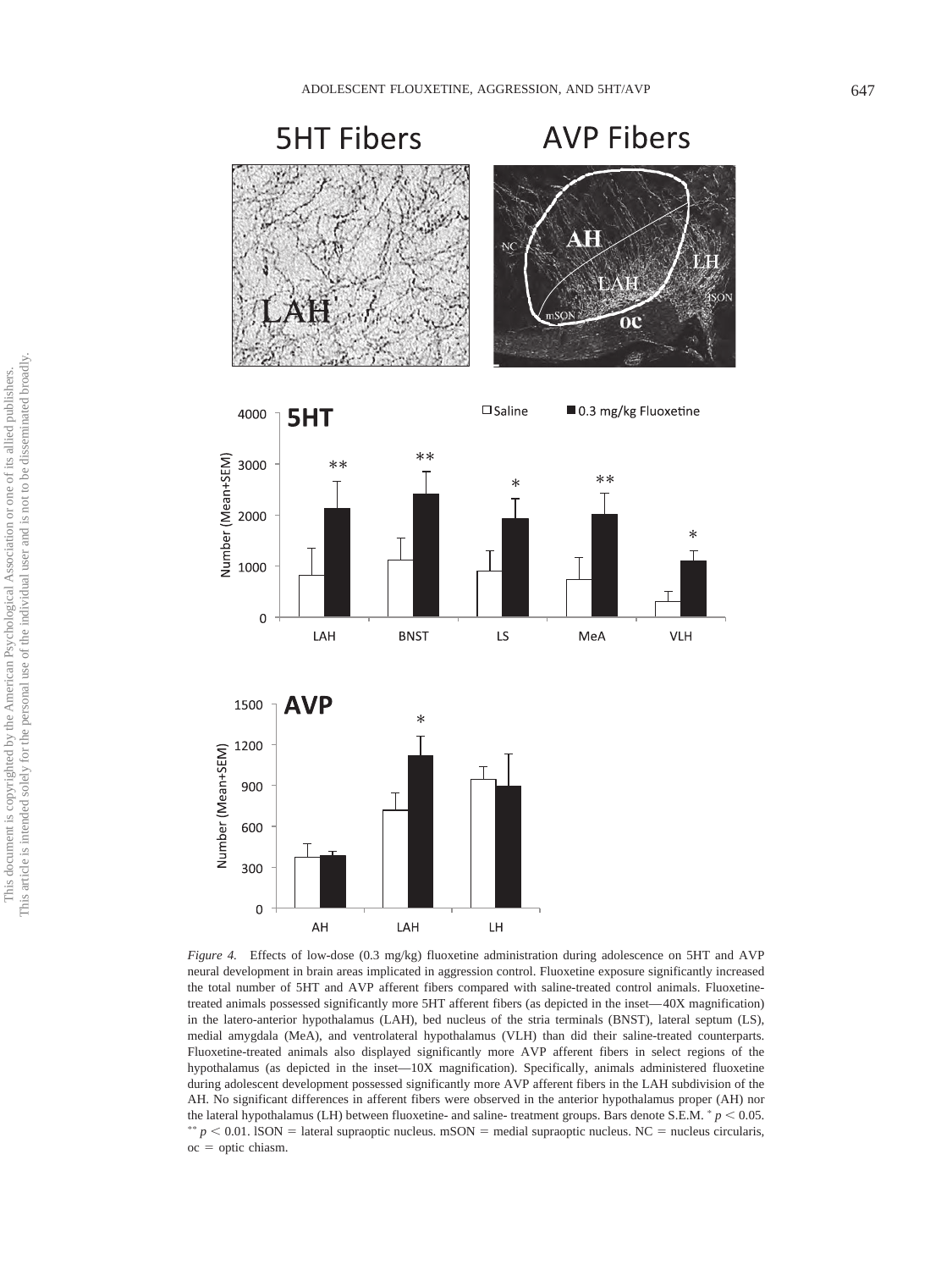*Figure 4.* Effects of low-dose (0.3 mg/kg) fluoxetine administration during adolescence on 5HT and AVP neural development in brain areas implicated in aggression control. Fluoxetine exposure significantly increased the total number of 5HT and AVP afferent fibers compared with saline-treated control animals. Fluoxetine-treated animals possessed significantly more 5HT afferent fibers (as depicted in the inset—40X magnification) in the latero-anterior hypothalamus (LAH), bed nucleus of the stria terminals (BNST), lateral septum (LS), medial amygdala (MeA), and ventrolateral hypothalamus (VLH) than did their saline-treated counterparts. Fluoxetine-treated animals also displayed significantly more AVP afferent fibers in select regions of the hypothalamus (as depicted in the inset—10X magnification). Specifically, animals administered fluoxetine during adolescent development possessed significantly more AVP afferent fibers in the LAH subdivision of the AH. No significant differences in afferent fibers were observed in the anterior hypothalamus proper (AH) nor the lateral hypothalamus (LH) between fluoxetine- and saline- treatment groups. Bars denote S.E.M. * $p < 0.05$. ** $p < 0.01$. lSON = lateral supraoptic nucleus. mSON = medial supraoptic nucleus. NC = nucleus circularis, oc = optic chiasm.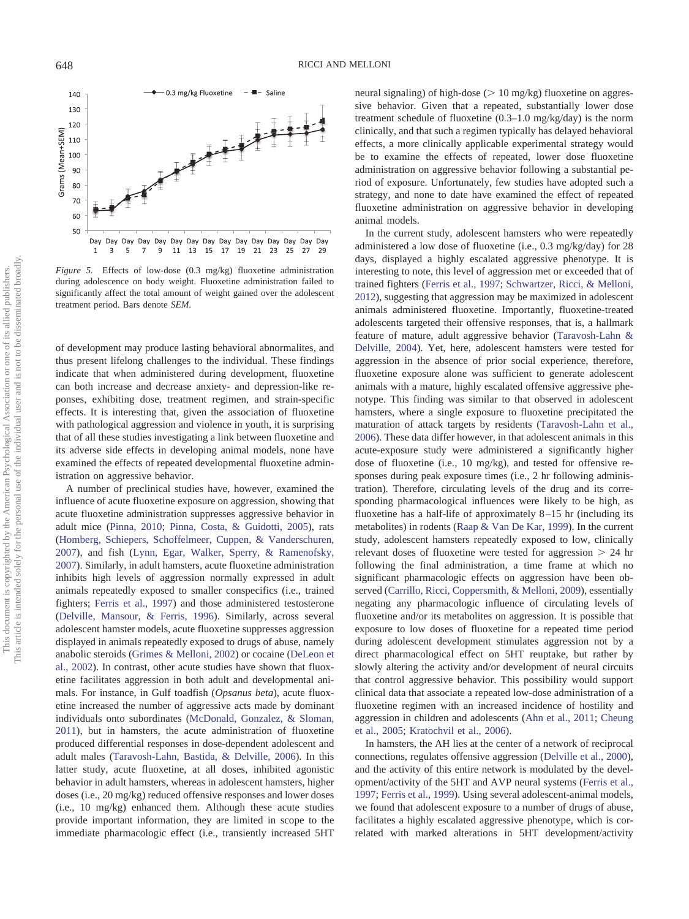*Figure 5.* Effects of low-dose (0.3 mg/kg) fluoxetine administration during adolescence on body weight. Fluoxetine administration failed to significantly affect the total amount of weight gained over the adolescent treatment period. Bars denote *SEM*.

of development may produce lasting behavioral abnormalites, and thus present lifelong challenges to the individual. These findings indicate that when administered during development, fluoxetine can both increase and decrease anxiety- and depression-like responses, exhibiting dose, treatment regimen, and strain-specific effects. It is interesting that, given the association of fluoxetine with pathological aggression and violence in youth, it is surprising that of all these studies investigating a link between fluoxetine and its adverse side effects in developing animal models, none have examined the effects of repeated developmental fluoxetine administration on aggressive behavior.

A number of preclinical studies have, however, examined the influence of acute fluoxetine exposure on aggression, showing that acute fluoxetine administration suppresses aggressive behavior in adult mice (Pinna, 2010; Pinna, Costa, & Guidotti, 2005), rats (Homberg, Schiepers, Schoffelmeer, Cuppen, & Vanderschuren, 2007), and fish (Lynn, Egar, Walker, Sperry, & Ramenofsky, 2007). Similarly, in adult hamsters, acute fluoxetine administration inhibits high levels of aggression normally expressed in adult animals repeatedly exposed to smaller conspecifics (i.e., trained fighters; Ferris et al., 1997) and those administered testosterone (Delville, Mansour, & Ferris, 1996). Similarly, across several adolescent hamster models, acute fluoxetine suppresses aggression displayed in animals repeatedly exposed to drugs of abuse, namely anabolic steroids (Grimes & Melloni, 2002) or cocaine (DeLeon et al., 2002). In contrast, other acute studies have shown that fluoxetine facilitates aggression in both adult and developmental animals. For instance, in Gulf toadfish (*Opsanus beta*), acute fluoxetine increased the number of aggressive acts made by dominant individuals onto subordinates (McDonald, Gonzalez, & Sloman, 2011), but in hamsters, the acute administration of fluoxetine produced differential responses in dose-dependent adolescent and adult males (Taravosh-Lahn, Bastida, & Delville, 2006). In this latter study, acute fluoxetine, at all doses, inhibited agonistic behavior in adult hamsters, whereas in adolescent hamsters, higher doses (i.e., 20 mg/kg) reduced offensive responses and lower doses (i.e., 10 mg/kg) enhanced them. Although these acute studies provide important information, they are limited in scope to the immediate pharmacologic effect (i.e., transiently increased 5HT neural signaling) of high-dose (> 10 mg/kg) fluoxetine on aggressive behavior. Given that a repeated, substantially lower dose treatment schedule of fluoxetine (0.3–1.0 mg/kg/day) is the norm clinically, and that such a regimen typically has delayed behavioral effects, a more clinically applicable experimental strategy would be to examine the effects of repeated, lower dose fluoxetine administration on aggressive behavior following a substantial period of exposure. Unfortunately, few studies have adopted such a strategy, and none to date have examined the effect of repeated fluoxetine administration on aggressive behavior in developing animal models.

In the current study, adolescent hamsters who were repeatedly administered a low dose of fluoxetine (i.e., 0.3 mg/kg/day) for 28 days, displayed a highly escalated aggressive phenotype. It is interesting to note, this level of aggression met or exceeded that of trained fighters (Ferris et al., 1997; Schwartzer, Ricci, & Melloni, 2012), suggesting that aggression may be maximized in adolescent animals administered fluoxetine. Importantly, fluoxetine-treated adolescents targeted their offensive responses, that is, a hallmark feature of mature, adult aggressive behavior (Taravosh-Lahn & Delville, 2004). Yet, here, adolescent hamsters were tested for aggression in the absence of prior social experience, therefore, fluoxetine exposure alone was sufficient to generate adolescent animals with a mature, highly escalated offensive aggressive phenotype. This finding was similar to that observed in adolescent hamsters, where a single exposure to fluoxetine precipitated the maturation of attack targets by residents (Taravosh-Lahn et al., 2006). These data differ however, in that adolescent animals in this acute-exposure study were administered a significantly higher dose of fluoxetine (i.e., 10 mg/kg), and tested for offensive responses during peak exposure times (i.e., 2 hr following administration). Therefore, circulating levels of the drug and its corresponding pharmacological influences were likely to be high, as fluoxetine has a half-life of approximately 8–15 hr (including its metabolites) in rodents (Raap & Van De Kar, 1999). In the current study, adolescent hamsters repeatedly exposed to low, clinically relevant doses of fluoxetine were tested for aggression > 24 hr following the final administration, a time frame at which no significant pharmacologic effects on aggression have been observed (Carrillo, Ricci, Coppersmith, & Melloni, 2009), essentially negating any pharmacologic influence of circulating levels of fluoxetine and/or its metabolites on aggression. It is possible that exposure to low doses of fluoxetine for a repeated time period during adolescent development stimulates aggression not by a direct pharmacological effect on 5HT reuptake, but rather by slowly altering the activity and/or development of neural circuits that control aggressive behavior. This possibility would support clinical data that associate a repeated low-dose administration of a fluoxetine regimen with an increased incidence of hostility and aggression in children and adolescents (Ahn et al., 2011; Cheung et al., 2005; Kratochvil et al., 2006).

In hamsters, the AH lies at the center of a network of reciprocal connections, regulates offensive aggression (Delville et al., 2000), and the activity of this entire network is modulated by the development/activity of the 5HT and AVP neural systems (Ferris et al., 1997; Ferris et al., 1999). Using several adolescent-animal models, we found that adolescent exposure to a number of drugs of abuse, facilitates a highly escalated aggressive phenotype, which is correlated with marked alterations in 5HT development/activity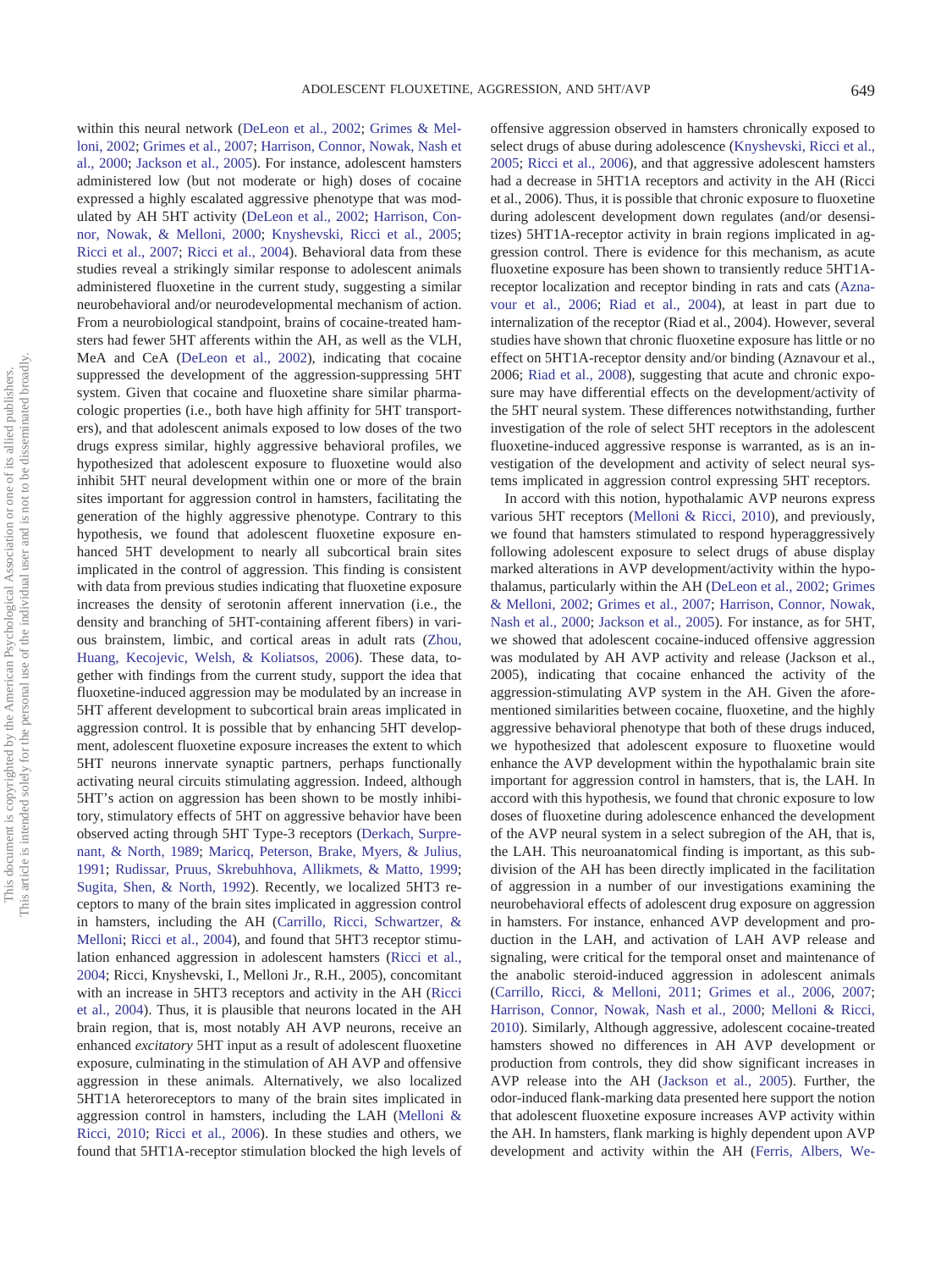within this neural network (DeLeon et al., 2002; Grimes & Melloni, 2002; Grimes et al., 2007; Harrison, Connor, Nowak, Nash et al., 2000; Jackson et al., 2005). For instance, adolescent hamsters administered low (but not moderate or high) doses of cocaine expressed a highly escalated aggressive phenotype that was modulated by AH 5HT activity (DeLeon et al., 2002; Harrison, Connor, Nowak, & Melloni, 2000; Knyshevski, Ricci et al., 2005; Ricci et al., 2007; Ricci et al., 2004). Behavioral data from these studies reveal a strikingly similar response to adolescent animals administered fluoxetine in the current study, suggesting a similar neurobehavioral and/or neurodevelopmental mechanism of action. From a neurobiological standpoint, brains of cocaine-treated hamsters had fewer 5HT afferents within the AH, as well as the VLH, MeA and CeA (DeLeon et al., 2002), indicating that cocaine suppressed the development of the aggression-suppressing 5HT system. Given that cocaine and fluoxetine share similar pharmacologic properties (i.e., both have high affinity for 5HT transporters), and that adolescent animals exposed to low doses of the two drugs express similar, highly aggressive behavioral profiles, we hypothesized that adolescent exposure to fluoxetine would also inhibit 5HT neural development within one or more of the brain sites important for aggression control in hamsters, facilitating the generation of the highly aggressive phenotype. Contrary to this hypothesis, we found that adolescent fluoxetine exposure enhanced 5HT development to nearly all subcortical brain sites implicated in the control of aggression. This finding is consistent with data from previous studies indicating that fluoxetine exposure increases the density of serotonin afferent innervation (i.e., the density and branching of 5HT-containing afferent fibers) in various brainstem, limbic, and cortical areas in adult rats (Zhou, Huang, Kecojevic, Welsh, & Koliatsos, 2006). These data, together with findings from the current study, support the idea that fluoxetine-induced aggression may be modulated by an increase in 5HT afferent development to subcortical brain areas implicated in aggression control. It is possible that by enhancing 5HT development, adolescent fluoxetine exposure increases the extent to which 5HT neurons innervate synaptic partners, perhaps functionally activating neural circuits stimulating aggression. Indeed, although 5HT's action on aggression has been shown to be mostly inhibitory, stimulatory effects of 5HT on aggressive behavior have been observed acting through 5HT Type-3 receptors (Derkach, Surprenant, & North, 1989; Maricq, Peterson, Brake, Myers, & Julius, 1991; Rudissar, Pruus, Skrebuhhova, Allikmets, & Matto, 1999; Sugita, Shen, & North, 1992). Recently, we localized 5HT3 receptors to many of the brain sites implicated in aggression control in hamsters, including the AH (Carrillo, Ricci, Schwartzer, & Melloni; Ricci et al., 2004), and found that 5HT3 receptor stimulation enhanced aggression in adolescent hamsters (Ricci et al., 2004; Ricci, Knyshevski, I., Melloni Jr., R.H., 2005), concomitant with an increase in 5HT3 receptors and activity in the AH (Ricci et al., 2004). Thus, it is plausible that neurons located in the AH brain region, that is, most notably AH AVP neurons, receive an enhanced *excitatory* 5HT input as a result of adolescent fluoxetine exposure, culminating in the stimulation of AH AVP and offensive aggression in these animals. Alternatively, we also localized 5HT1A heteroreceptors to many of the brain sites implicated in aggression control in hamsters, including the LAH (Melloni & Ricci, 2010; Ricci et al., 2006). In these studies and others, we found that 5HT1A-receptor stimulation blocked the high levels of offensive aggression observed in hamsters chronically exposed to select drugs of abuse during adolescence (Knyshevski, Ricci et al., 2005; Ricci et al., 2006), and that aggressive adolescent hamsters had a decrease in 5HT1A receptors and activity in the AH (Ricci et al., 2006). Thus, it is possible that chronic exposure to fluoxetine during adolescent development down regulates (and/or desensitizes) 5HT1A-receptor activity in brain regions implicated in aggression control. There is evidence for this mechanism, as acute fluoxetine exposure has been shown to transiently reduce 5HT1A-receptor localization and receptor binding in rats and cats (Aznavour et al., 2006; Riad et al., 2004), at least in part due to internalization of the receptor (Riad et al., 2004). However, several studies have shown that chronic fluoxetine exposure has little or no effect on 5HT1A-receptor density and/or binding (Aznavour et al., 2006; Riad et al., 2008), suggesting that acute and chronic exposure may have differential effects on the development/activity of the 5HT neural system. These differences notwithstanding, further investigation of the role of select 5HT receptors in the adolescent fluoxetine-induced aggressive response is warranted, as is an investigation of the development and activity of select neural systems implicated in aggression control expressing 5HT receptors.

In accord with this notion, hypothalamic AVP neurons express various 5HT receptors (Melloni & Ricci, 2010), and previously, we found that hamsters stimulated to respond hyperaggressively following adolescent exposure to select drugs of abuse display marked alterations in AVP development/activity within the hypothalamus, particularly within the AH (DeLeon et al., 2002; Grimes & Melloni, 2002; Grimes et al., 2007; Harrison, Connor, Nowak, Nash et al., 2000; Jackson et al., 2005). For instance, as for 5HT, we showed that adolescent cocaine-induced offensive aggression was modulated by AH AVP activity and release (Jackson et al., 2005), indicating that cocaine enhanced the activity of the aggression-stimulating AVP system in the AH. Given the aforementioned similarities between cocaine, fluoxetine, and the highly aggressive behavioral phenotype that both of these drugs induced, we hypothesized that adolescent exposure to fluoxetine would enhance the AVP development within the hypothalamic brain site important for aggression control in hamsters, that is, the LAH. In accord with this hypothesis, we found that chronic exposure to low doses of fluoxetine during adolescence enhanced the development of the AVP neural system in a select subregion of the AH, that is, the LAH. This neuroanatomical finding is important, as this subdivision of the AH has been directly implicated in the facilitation of aggression in a number of our investigations examining the neurobehavioral effects of adolescent drug exposure on aggression in hamsters. For instance, enhanced AVP development and production in the LAH, and activation of LAH AVP release and signaling, were critical for the temporal onset and maintenance of the anabolic steroid-induced aggression in adolescent animals (Carrillo, Ricci, & Melloni, 2011; Grimes et al., 2006, 2007; Harrison, Connor, Nowak, Nash et al., 2000; Melloni & Ricci, 2010). Similarly, Although aggressive, adolescent cocaine-treated hamsters showed no differences in AH AVP development or production from controls, they did show significant increases in AVP release into the AH (Jackson et al., 2005). Further, the odor-induced flank-marking data presented here support the notion that adolescent fluoxetine exposure increases AVP activity within the AH. In hamsters, flank marking is highly dependent upon AVP development and activity within the AH (Ferris, Albers, We-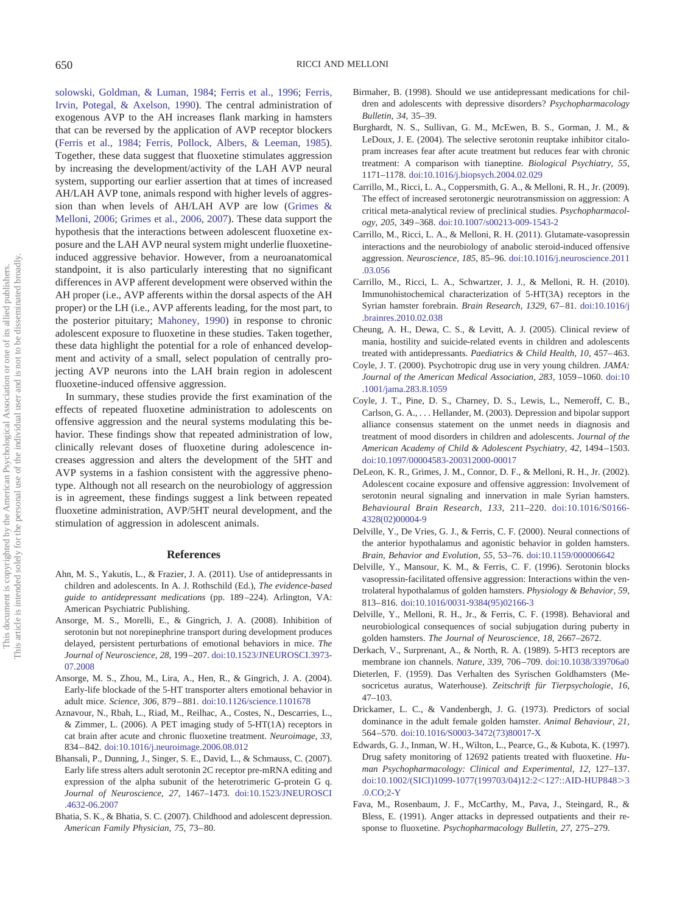solowski, Goldman, & Luman, 1984; Ferris et al., 1996; Ferris, Irvin, Potegal, & Axelson, 1990). The central administration of exogenous AVP to the AH increases flank marking in hamsters that can be reversed by the application of AVP receptor blockers (Ferris et al., 1984; Ferris, Pollock, Albers, & Leeman, 1985). Together, these data suggest that fluoxetine stimulates aggression by increasing the development/activity of the LAH AVP neural system, supporting our earlier assertion that at times of increased AH/LAH AVP tone, animals respond with higher levels of aggression than when levels of AH/LAH AVP are low (Grimes & Melloni, 2006; Grimes et al., 2006, 2007). These data support the hypothesis that the interactions between adolescent fluoxetine exposure and the LAH AVP neural system might underlie fluoxetine-induced aggressive behavior. However, from a neuroanatomical standpoint, it is also particularly interesting that no significant differences in AVP afferent development were observed within the AH proper (i.e., AVP afferents within the dorsal aspects of the AH proper) or the LH (i.e., AVP afferents leading, for the most part, to the posterior pituitary; Mahoney, 1990) in response to chronic adolescent exposure to fluoxetine in these studies. Taken together, these data highlight the potential for a role of enhanced development and activity of a small, select population of centrally projecting AVP neurons into the LAH brain region in adolescent fluoxetine-induced offensive aggression.

In summary, these studies provide the first examination of the effects of repeated fluoxetine administration to adolescents on offensive aggression and the neural systems modulating this behavior. These findings show that repeated administration of low, clinically relevant doses of fluoxetine during adolescence increases aggression and alters the development of the 5HT and AVP systems in a fashion consistent with the aggressive phenotype. Although not all research on the neurobiology of aggression is in agreement, these findings suggest a link between repeated fluoxetine administration, AVP/5HT neural development, and the stimulation of aggression in adolescent animals.

## References

Ahn, M. S., Yakutis, L., & Frazier, J. A. (2011). Use of antidepressants in children and adolescents. In A. J. Rothschild (Ed.), *The evidence-based guide to antidepressant medications* (pp. 189–224). Arlington, VA: American Psychiatric Publishing.

Ansorge, M. S., Morelli, E., & Gingrich, J. A. (2008). Inhibition of serotonin but not norepinephrine transport during development produces delayed, persistent perturbations of emotional behaviors in mice. *The Journal of Neuroscience, 28,* 199–207. doi:10.1523/JNEUROSCI.3973-07.2008

Ansorge, M. S., Zhou, M., Lira, A., Hen, R., & Gingrich, J. A. (2004). Early-life blockade of the 5-HT transporter alters emotional behavior in adult mice. *Science, 306,* 879–881. doi:10.1126/science.1101678

Aznavour, N., Rbah, L., Riad, M., Reilhac, A., Costes, N., Descarries, L., & Zimmer, L. (2006). A PET imaging study of 5-HT(1A) receptors in cat brain after acute and chronic fluoxetine treatment. *Neuroimage, 33,* 834–842. doi:10.1016/j.neuroimage.2006.08.012

Bhansali, P., Dunning, J., Singer, S. E., David, L., & Schmauss, C. (2007). Early life stress alters adult serotonin 2C receptor pre-mRNA editing and expression of the alpha subunit of the heterotrimeric G-protein G q. *Journal of Neuroscience, 27,* 1467–1473. doi:10.1523/JNEUROSCI.4632-06.2007

Bhatia, S. K., & Bhatia, S. C. (2007). Childhood and adolescent depression. *American Family Physician, 75,* 73–80.

Birmaher, B. (1998). Should we use antidepressant medications for children and adolescents with depressive disorders? *Psychopharmacology Bulletin, 34,* 35–39.

Burghardt, N. S., Sullivan, G. M., McEwen, B. S., Gorman, J. M., & LeDoux, J. E. (2004). The selective serotonin reuptake inhibitor citalopram increases fear after acute treatment but reduces fear with chronic treatment: A comparison with tianeptine. *Biological Psychiatry, 55,* 1171–1178. doi:10.1016/j.biopsych.2004.02.029

Carrillo, M., Ricci, L. A., Coppersmith, G. A., & Melloni, R. H., Jr. (2009). The effect of increased serotonergic neurotransmission on aggression: A critical meta-analytical review of preclinical studies. *Psychopharmacology, 205,* 349–368. doi:10.1007/s00213-009-1543-2

Carrillo, M., Ricci, L. A., & Melloni, R. H. (2011). Glutamate-vasopressin interactions and the neurobiology of anabolic steroid-induced offensive aggression. *Neuroscience, 185,* 85–96. doi:10.1016/j.neuroscience.2011.03.056

Carrillo, M., Ricci, L. A., Schwartzer, J. J., & Melloni, R. H. (2010). Immunohistochemical characterization of 5-HT(3A) receptors in the Syrian hamster forebrain. *Brain Research, 1329,* 67–81. doi:10.1016/j.brainres.2010.02.038

Cheung, A. H., Dewa, C. S., & Levitt, A. J. (2005). Clinical review of mania, hostility and suicide-related events in children and adolescents treated with antidepressants. *Paediatrics & Child Health, 10,* 457–463.

Coyle, J. T. (2000). Psychotropic drug use in very young children. *JAMA: Journal of the American Medical Association, 283,* 1059–1060. doi:10.1001/jama.283.8.1059

Coyle, J. T., Pine, D. S., Charney, D. S., Lewis, L., Nemeroff, C. B., Carlson, G. A., . . . Hellander, M. (2003). Depression and bipolar support alliance consensus statement on the unmet needs in diagnosis and treatment of mood disorders in children and adolescents. *Journal of the American Academy of Child & Adolescent Psychiatry, 42,* 1494–1503. doi:10.1097/00004583-200312000-00017

DeLeon, K. R., Grimes, J. M., Connor, D. F., & Melloni, R. H., Jr. (2002). Adolescent cocaine exposure and offensive aggression: Involvement of serotonin neural signaling and innervation in male Syrian hamsters. *Behavioural Brain Research, 133,* 211–220. doi:10.1016/S0166-4328(02)00004-9

Delville, Y., De Vries, G. J., & Ferris, C. F. (2000). Neural connections of the anterior hypothalamus and agonistic behavior in golden hamsters. *Brain, Behavior and Evolution, 55,* 53–76. doi:10.1159/000006642

Delville, Y., Mansour, K. M., & Ferris, C. F. (1996). Serotonin blocks vasopressin-facilitated offensive aggression: Interactions within the ventrolateral hypothalamus of golden hamsters. *Physiology & Behavior, 59,* 813–816. doi:10.1016/0031-9384(95)02166-3

Delville, Y., Melloni, R. H., Jr., & Ferris, C. F. (1998). Behavioral and neurobiological consequences of social subjugation during puberty in golden hamsters. *The Journal of Neuroscience, 18,* 2667–2672.

Derkach, V., Surprenant, A., & North, R. A. (1989). 5-HT3 receptors are membrane ion channels. *Nature, 339,* 706–709. doi:10.1038/339706a0

Dieterlen, F. (1959). Das Verhalten des Syrischen Goldhamsters (Mesocricetus auratus, Waterhouse). *Zeitschrift für Tierpsychologie, 16,* 47–103.

Drickamer, L. C., & Vandenbergh, J. G. (1973). Predictors of social dominance in the adult female golden hamster. *Animal Behaviour, 21,* 564–570. doi:10.1016/S0003-3472(73)80017-X

Edwards, G. J., Inman, W. H., Wilton, L., Pearce, G., & Kubota, K. (1997). Drug safety monitoring of 12692 patients treated with fluoxetine. *Human Psychopharmacology: Clinical and Experimental, 12,* 127–137. doi:10.1002/(SICI)1099-1077(199703/04)12:2<127::AID-HUP848>3.0.CO;2-Y

Fava, M., Rosenbaum, J. F., McCarthy, M., Pava, J., Steingard, R., & Bless, E. (1991). Anger attacks in depressed outpatients and their response to fluoxetine. *Psychopharmacology Bulletin, 27,* 275–279.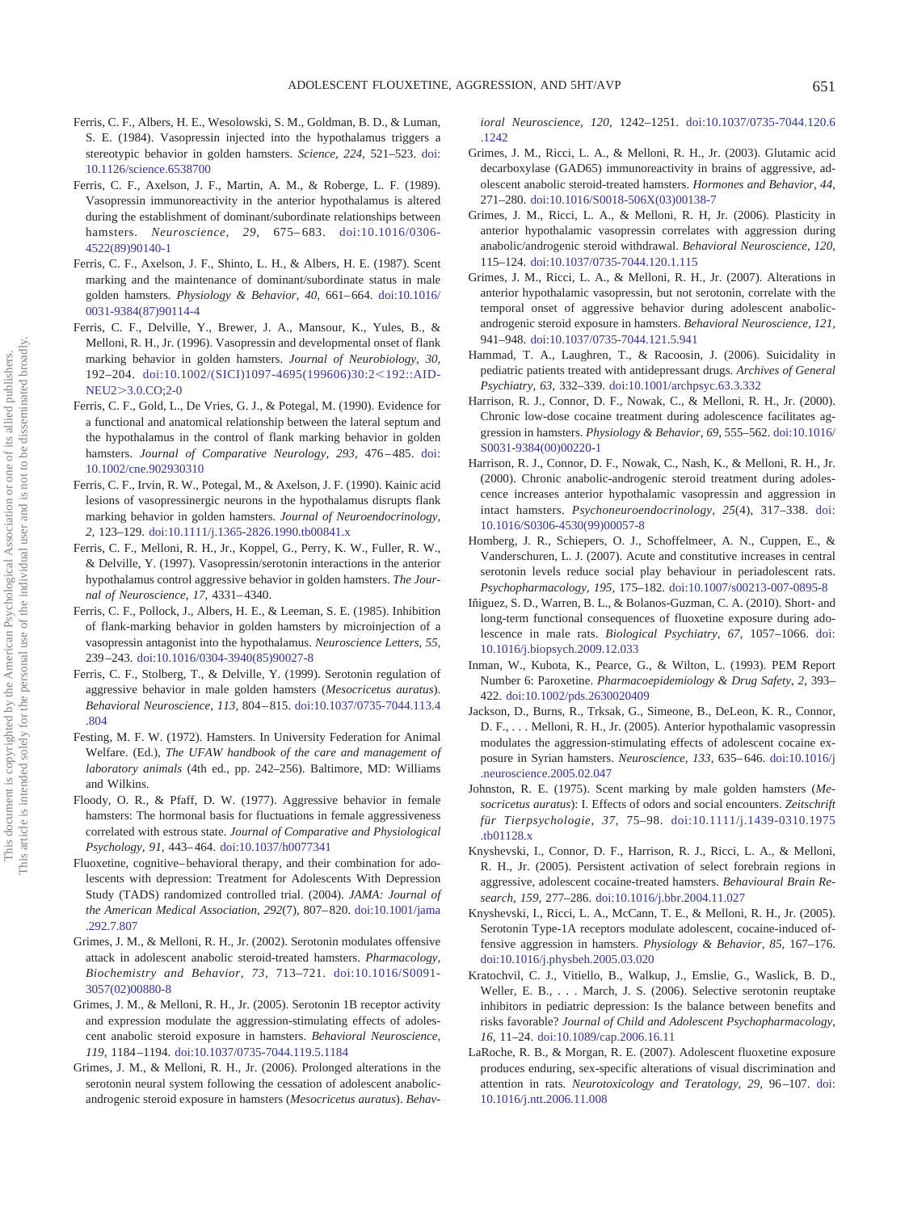Ferris, C. F., Albers, H. E., Wesolowski, S. M., Goldman, B. D., & Luman, S. E. (1984). Vasopressin injected into the hypothalamus triggers a stereotypic behavior in golden hamsters. *Science, 224,* 521–523. doi:10.1126/science.6538700

Ferris, C. F., Axelson, J. F., Martin, A. M., & Roberge, L. F. (1989). Vasopressin immunoreactivity in the anterior hypothalamus is altered during the establishment of dominant/subordinate relationships between hamsters. *Neuroscience, 29,* 675–683. doi:10.1016/0306-4522(89)90140-1

Ferris, C. F., Axelson, J. F., Shinto, L. H., & Albers, H. E. (1987). Scent marking and the maintenance of dominant/subordinate status in male golden hamsters. *Physiology & Behavior, 40,* 661–664. doi:10.1016/0031-9384(87)90114-4

Ferris, C. F., Delville, Y., Brewer, J. A., Mansour, K., Yules, B., & Melloni, R. H., Jr. (1996). Vasopressin and developmental onset of flank marking behavior in golden hamsters. *Journal of Neurobiology, 30,* 192–204. doi:10.1002/(SICI)1097-4695(199606)30:2<192::AID-NEU2>3.0.CO;2-0

Ferris, C. F., Gold, L., De Vries, G. J., & Potegal, M. (1990). Evidence for a functional and anatomical relationship between the lateral septum and the hypothalamus in the control of flank marking behavior in golden hamsters. *Journal of Comparative Neurology, 293,* 476–485. doi:10.1002/cne.902930310

Ferris, C. F., Irvin, R. W., Potegal, M., & Axelson, J. F. (1990). Kainic acid lesions of vasopressinergic neurons in the hypothalamus disrupts flank marking behavior in golden hamsters. *Journal of Neuroendocrinology, 2,* 123–129. doi:10.1111/j.1365-2826.1990.tb00841.x

Ferris, C. F., Melloni, R. H., Jr., Koppel, G., Perry, K. W., Fuller, R. W., & Delville, Y. (1997). Vasopressin/serotonin interactions in the anterior hypothalamus control aggressive behavior in golden hamsters. *The Journal of Neuroscience, 17,* 4331–4340.

Ferris, C. F., Pollock, J., Albers, H. E., & Leeman, S. E. (1985). Inhibition of flank-marking behavior in golden hamsters by microinjection of a vasopressin antagonist into the hypothalamus. *Neuroscience Letters, 55,* 239–243. doi:10.1016/0304-3940(85)90027-8

Ferris, C. F., Stolberg, T., & Delville, Y. (1999). Serotonin regulation of aggressive behavior in male golden hamsters (*Mesocricetus auratus*). *Behavioral Neuroscience, 113,* 804–815. doi:10.1037/0735-7044.113.4.804

Festing, M. F. W. (1972). Hamsters. In University Federation for Animal Welfare. (Ed.), *The UFAW handbook of the care and management of laboratory animals* (4th ed., pp. 242–256). Baltimore, MD: Williams and Wilkins.

Floody, O. R., & Pfaff, D. W. (1977). Aggressive behavior in female hamsters: The hormonal basis for fluctuations in female aggressiveness correlated with estrous state. *Journal of Comparative and Physiological Psychology, 91,* 443–464. doi:10.1037/h0077341

Fluoxetine, cognitive–behavioral therapy, and their combination for adolescents with depression: Treatment for Adolescents With Depression Study (TADS) randomized controlled trial. (2004). *JAMA: Journal of the American Medical Association, 292*(7), 807–820. doi:10.1001/jama.292.7.807

Grimes, J. M., & Melloni, R. H., Jr. (2002). Serotonin modulates offensive attack in adolescent anabolic steroid-treated hamsters. *Pharmacology, Biochemistry and Behavior, 73,* 713–721. doi:10.1016/S0091-3057(02)00880-8

Grimes, J. M., & Melloni, R. H., Jr. (2005). Serotonin 1B receptor activity and expression modulate the aggression-stimulating effects of adolescent anabolic steroid exposure in hamsters. *Behavioral Neuroscience, 119,* 1184–1194. doi:10.1037/0735-7044.119.5.1184

Grimes, J. M., & Melloni, R. H., Jr. (2006). Prolonged alterations in the serotonin neural system following the cessation of adolescent anabolic-androgenic steroid exposure in hamsters (*Mesocricetus auratus*). *Behavioral Neuroscience, 120,* 1242–1251. doi:10.1037/0735-7044.120.6.1242

Grimes, J. M., Ricci, L. A., & Melloni, R. H., Jr. (2003). Glutamic acid decarboxylase (GAD65) immunoreactivity in brains of aggressive, adolescent anabolic steroid-treated hamsters. *Hormones and Behavior, 44,* 271–280. doi:10.1016/S0018-506X(03)00138-7

Grimes, J. M., Ricci, L. A., & Melloni, R. H, Jr. (2006). Plasticity in anterior hypothalamic vasopressin correlates with aggression during anabolic/androgenic steroid withdrawal. *Behavioral Neuroscience, 120,* 115–124. doi:10.1037/0735-7044.120.1.115

Grimes, J. M., Ricci, L. A., & Melloni, R. H., Jr. (2007). Alterations in anterior hypothalamic vasopressin, but not serotonin, correlate with the temporal onset of aggressive behavior during adolescent anabolic-androgenic steroid exposure in hamsters. *Behavioral Neuroscience, 121,* 941–948. doi:10.1037/0735-7044.121.5.941

Hammad, T. A., Laughren, T., & Racoosin, J. (2006). Suicidality in pediatric patients treated with antidepressant drugs. *Archives of General Psychiatry, 63,* 332–339. doi:10.1001/archpsyc.63.3.332

Harrison, R. J., Connor, D. F., Nowak, C., & Melloni, R. H., Jr. (2000). Chronic low-dose cocaine treatment during adolescence facilitates aggression in hamsters. *Physiology & Behavior, 69,* 555–562. doi:10.1016/S0031-9384(00)00220-1

Harrison, R. J., Connor, D. F., Nowak, C., Nash, K., & Melloni, R. H., Jr. (2000). Chronic anabolic-androgenic steroid treatment during adolescence increases anterior hypothalamic vasopressin and aggression in intact hamsters. *Psychoneuroendocrinology, 25*(4), 317–338. doi:10.1016/S0306-4530(99)00057-8

Homberg, J. R., Schiepers, O. J., Schoffelmeer, A. N., Cuppen, E., & Vanderschuren, L. J. (2007). Acute and constitutive increases in central serotonin levels reduce social play behaviour in periadolescent rats. *Psychopharmacology, 195,* 175–182. doi:10.1007/s00213-007-0895-8

Iñiguez, S. D., Warren, B. L., & Bolanos-Guzman, C. A. (2010). Short- and long-term functional consequences of fluoxetine exposure during adolescence in male rats. *Biological Psychiatry, 67,* 1057–1066. doi:10.1016/j.biopsych.2009.12.033

Inman, W., Kubota, K., Pearce, G., & Wilton, L. (1993). PEM Report Number 6: Paroxetine. *Pharmacoepidemiology & Drug Safety, 2,* 393–422. doi:10.1002/pds.2630020409

Jackson, D., Burns, R., Trksak, G., Simeone, B., DeLeon, K. R., Connor, D. F., . . . Melloni, R. H., Jr. (2005). Anterior hypothalamic vasopressin modulates the aggression-stimulating effects of adolescent cocaine exposure in Syrian hamsters. *Neuroscience, 133,* 635–646. doi:10.1016/j.neuroscience.2005.02.047

Johnston, R. E. (1975). Scent marking by male golden hamsters (*Mesocricetus auratus*): I. Effects of odors and social encounters. *Zeitschrift für Tierpsychologie, 37,* 75–98. doi:10.1111/j.1439-0310.1975.tb01128.x

Knyshevski, I., Connor, D. F., Harrison, R. J., Ricci, L. A., & Melloni, R. H., Jr. (2005). Persistent activation of select forebrain regions in aggressive, adolescent cocaine-treated hamsters. *Behavioural Brain Research, 159,* 277–286. doi:10.1016/j.bbr.2004.11.027

Knyshevski, I., Ricci, L. A., McCann, T. E., & Melloni, R. H., Jr. (2005). Serotonin Type-1A receptors modulate adolescent, cocaine-induced offensive aggression in hamsters. *Physiology & Behavior, 85,* 167–176. doi:10.1016/j.physbeh.2005.03.020

Kratochvil, C. J., Vitiello, B., Walkup, J., Emslie, G., Waslick, B. D., Weller, E. B., . . . March, J. S. (2006). Selective serotonin reuptake inhibitors in pediatric depression: Is the balance between benefits and risks favorable? *Journal of Child and Adolescent Psychopharmacology, 16,* 11–24. doi:10.1089/cap.2006.16.11

LaRoche, R. B., & Morgan, R. E. (2007). Adolescent fluoxetine exposure produces enduring, sex-specific alterations of visual discrimination and attention in rats. *Neurotoxicology and Teratology, 29,* 96–107. doi:10.1016/j.ntt.2006.11.008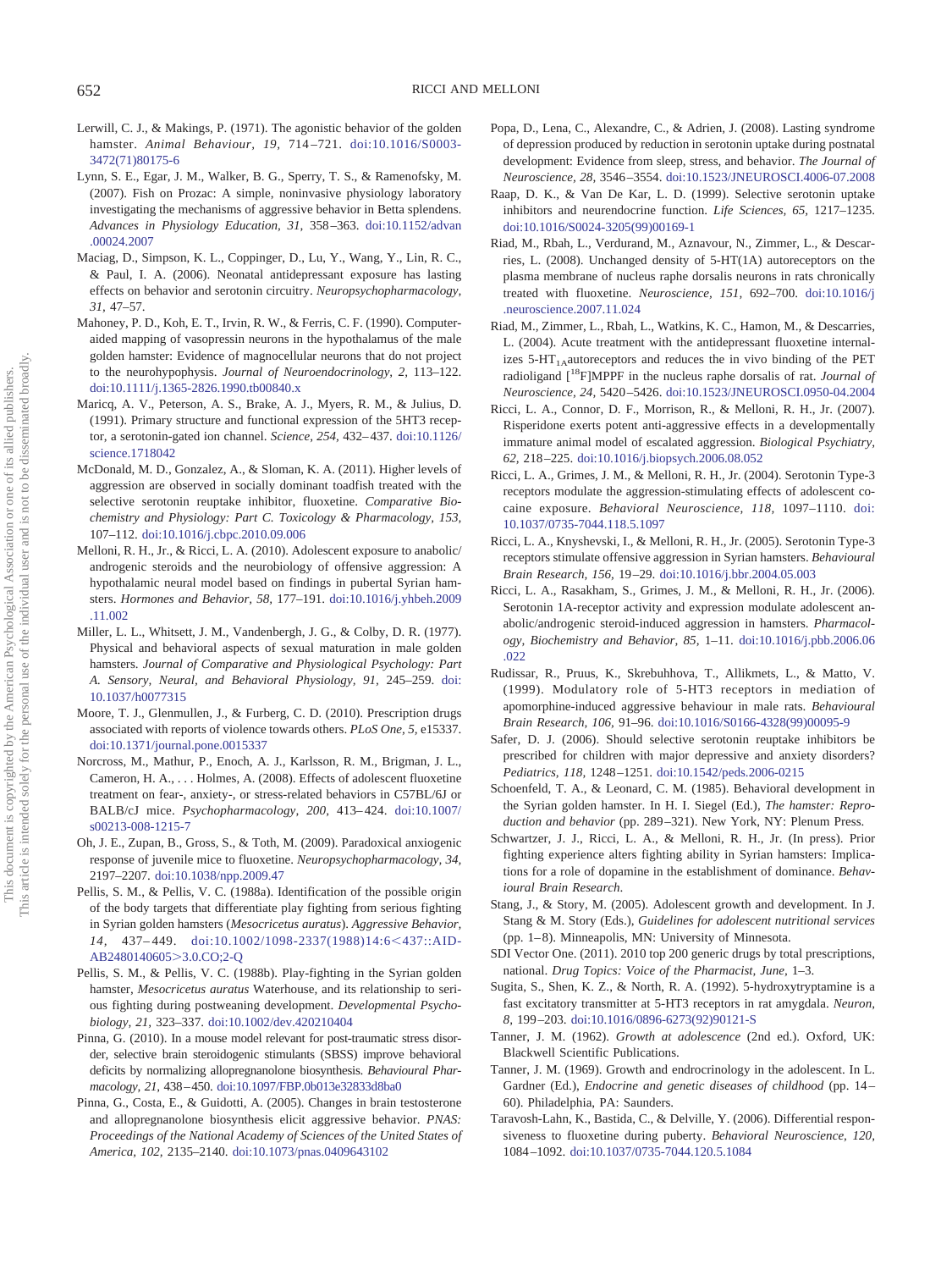Lerwill, C. J., & Makings, P. (1971). The agonistic behavior of the golden hamster. *Animal Behaviour, 19,* 714–721. doi:10.1016/S0003-3472(71)80175-6

Lynn, S. E., Egar, J. M., Walker, B. G., Sperry, T. S., & Ramenofsky, M. (2007). Fish on Prozac: A simple, noninvasive physiology laboratory investigating the mechanisms of aggressive behavior in Betta splendens. *Advances in Physiology Education, 31,* 358–363. doi:10.1152/advan.00024.2007

Maciag, D., Simpson, K. L., Coppinger, D., Lu, Y., Wang, Y., Lin, R. C., & Paul, I. A. (2006). Neonatal antidepressant exposure has lasting effects on behavior and serotonin circuitry. *Neuropsychopharmacology, 31,* 47–57.

Mahoney, P. D., Koh, E. T., Irvin, R. W., & Ferris, C. F. (1990). Computer-aided mapping of vasopressin neurons in the hypothalamus of the male golden hamster: Evidence of magnocellular neurons that do not project to the neurohypophysis. *Journal of Neuroendocrinology, 2,* 113–122. doi:10.1111/j.1365-2826.1990.tb00840.x

Maricq, A. V., Peterson, A. S., Brake, A. J., Myers, R. M., & Julius, D. (1991). Primary structure and functional expression of the 5HT3 receptor, a serotonin-gated ion channel. *Science, 254,* 432–437. doi:10.1126/science.1718042

McDonald, M. D., Gonzalez, A., & Sloman, K. A. (2011). Higher levels of aggression are observed in socially dominant toadfish treated with the selective serotonin reuptake inhibitor, fluoxetine. *Comparative Biochemistry and Physiology: Part C. Toxicology & Pharmacology, 153,* 107–112. doi:10.1016/j.cbpc.2010.09.006

Melloni, R. H., Jr., & Ricci, L. A. (2010). Adolescent exposure to anabolic/androgenic steroids and the neurobiology of offensive aggression: A hypothalamic neural model based on findings in pubertal Syrian hamsters. *Hormones and Behavior, 58,* 177–191. doi:10.1016/j.yhbeh.2009.11.002

Miller, L. L., Whitsett, J. M., Vandenbergh, J. G., & Colby, D. R. (1977). Physical and behavioral aspects of sexual maturation in male golden hamsters. *Journal of Comparative and Physiological Psychology: Part A. Sensory, Neural, and Behavioral Physiology, 91,* 245–259. doi:10.1037/h0077315

Moore, T. J., Glenmullen, J., & Furberg, C. D. (2010). Prescription drugs associated with reports of violence towards others. *PLoS One, 5,* e15337. doi:10.1371/journal.pone.0015337

Norcross, M., Mathur, P., Enoch, A. J., Karlsson, R. M., Brigman, J. L., Cameron, H. A., . . . Holmes, A. (2008). Effects of adolescent fluoxetine treatment on fear-, anxiety-, or stress-related behaviors in C57BL/6J or BALB/cJ mice. *Psychopharmacology, 200,* 413–424. doi:10.1007/s00213-008-1215-7

Oh, J. E., Zupan, B., Gross, S., & Toth, M. (2009). Paradoxical anxiogenic response of juvenile mice to fluoxetine. *Neuropsychopharmacology, 34,* 2197–2207. doi:10.1038/npp.2009.47

Pellis, S. M., & Pellis, V. C. (1988a). Identification of the possible origin of the body targets that differentiate play fighting from serious fighting in Syrian golden hamsters (*Mesocricetus auratus*). *Aggressive Behavior, 14,* 437–449. doi:10.1002/1098-2337(1988)14:6<437::AID-AB2480140605>3.0.CO;2-Q

Pellis, S. M., & Pellis, V. C. (1988b). Play-fighting in the Syrian golden hamster, *Mesocricetus auratus* Waterhouse, and its relationship to serious fighting during postweaning development. *Developmental Psychobiology, 21,* 323–337. doi:10.1002/dev.420210404

Pinna, G. (2010). In a mouse model relevant for post-traumatic stress disorder, selective brain steroidogenic stimulants (SBSS) improve behavioral deficits by normalizing allopregnanolone biosynthesis. *Behavioural Pharmacology, 21,* 438–450. doi:10.1097/FBP.0b013e32833d8ba0

Pinna, G., Costa, E., & Guidotti, A. (2005). Changes in brain testosterone and allopregnanolone biosynthesis elicit aggressive behavior. *PNAS: Proceedings of the National Academy of Sciences of the United States of America, 102,* 2135–2140. doi:10.1073/pnas.0409643102

Popa, D., Lena, C., Alexandre, C., & Adrien, J. (2008). Lasting syndrome of depression produced by reduction in serotonin uptake during postnatal development: Evidence from sleep, stress, and behavior. *The Journal of Neuroscience, 28,* 3546–3554. doi:10.1523/JNEUROSCI.4006-07.2008

Raap, D. K., & Van De Kar, L. D. (1999). Selective serotonin uptake inhibitors and neurendocrine function. *Life Sciences, 65,* 1217–1235. doi:10.1016/S0024-3205(99)00169-1

Riad, M., Rbah, L., Verdurand, M., Aznavour, N., Zimmer, L., & Descarries, L. (2008). Unchanged density of 5-HT(1A) autoreceptors on the plasma membrane of nucleus raphe dorsalis neurons in rats chronically treated with fluoxetine. *Neuroscience, 151,* 692–700. doi:10.1016/j.neuroscience.2007.11.024

Riad, M., Zimmer, L., Rbah, L., Watkins, K. C., Hamon, M., & Descarries, L. (2004). Acute treatment with the antidepressant fluoxetine internalizes 5-$HT_{1A}$autoreceptors and reduces the in vivo binding of the PET radioligand [$^{18}$F]MPPF in the nucleus raphe dorsalis of rat. *Journal of Neuroscience, 24,* 5420–5426. doi:10.1523/JNEUROSCI.0950-04.2004

Ricci, L. A., Connor, D. F., Morrison, R., & Melloni, R. H., Jr. (2007). Risperidone exerts potent anti-aggressive effects in a developmentally immature animal model of escalated aggression. *Biological Psychiatry, 62,* 218–225. doi:10.1016/j.biopsych.2006.08.052

Ricci, L. A., Grimes, J. M., & Melloni, R. H., Jr. (2004). Serotonin Type-3 receptors modulate the aggression-stimulating effects of adolescent cocaine exposure. *Behavioral Neuroscience, 118,* 1097–1110. doi:10.1037/0735-7044.118.5.1097

Ricci, L. A., Knyshevski, I., & Melloni, R. H., Jr. (2005). Serotonin Type-3 receptors stimulate offensive aggression in Syrian hamsters. *Behavioural Brain Research, 156,* 19–29. doi:10.1016/j.bbr.2004.05.003

Ricci, L. A., Rasakham, S., Grimes, J. M., & Melloni, R. H., Jr. (2006). Serotonin 1A-receptor activity and expression modulate adolescent anabolic/androgenic steroid-induced aggression in hamsters. *Pharmacology, Biochemistry and Behavior, 85,* 1–11. doi:10.1016/j.pbb.2006.06.022

Rudissar, R., Pruus, K., Skrebuhhova, T., Allikmets, L., & Matto, V. (1999). Modulatory role of 5-HT3 receptors in mediation of apomorphine-induced aggressive behaviour in male rats. *Behavioural Brain Research, 106,* 91–96. doi:10.1016/S0166-4328(99)00095-9

Safer, D. J. (2006). Should selective serotonin reuptake inhibitors be prescribed for children with major depressive and anxiety disorders? *Pediatrics, 118,* 1248–1251. doi:10.1542/peds.2006-0215

Schoenfeld, T. A., & Leonard, C. M. (1985). Behavioral development in the Syrian golden hamster. In H. I. Siegel (Ed.), *The hamster: Reproduction and behavior* (pp. 289–321). New York, NY: Plenum Press.

Schwartzer, J. J., Ricci, L. A., & Melloni, R. H., Jr. (In press). Prior fighting experience alters fighting ability in Syrian hamsters: Implications for a role of dopamine in the establishment of dominance. *Behavioural Brain Research.*

Stang, J., & Story, M. (2005). Adolescent growth and development. In J. Stang & M. Story (Eds.), *Guidelines for adolescent nutritional services* (pp. 1–8). Minneapolis, MN: University of Minnesota.

SDI Vector One. (2011). 2010 top 200 generic drugs by total prescriptions, national. *Drug Topics: Voice of the Pharmacist, June,* 1–3.

Sugita, S., Shen, K. Z., & North, R. A. (1992). 5-hydroxytryptamine is a fast excitatory transmitter at 5-HT3 receptors in rat amygdala. *Neuron, 8,* 199–203. doi:10.1016/0896-6273(92)90121-S

Tanner, J. M. (1962). *Growth at adolescence* (2nd ed.). Oxford, UK: Blackwell Scientific Publications.

Tanner, J. M. (1969). Growth and endrocrinology in the adolescent. In L. Gardner (Ed.), *Endocrine and genetic diseases of childhood* (pp. 14–60). Philadelphia, PA: Saunders.

Taravosh-Lahn, K., Bastida, C., & Delville, Y. (2006). Differential responsiveness to fluoxetine during puberty. *Behavioral Neuroscience, 120,* 1084–1092. doi:10.1037/0735-7044.120.5.1084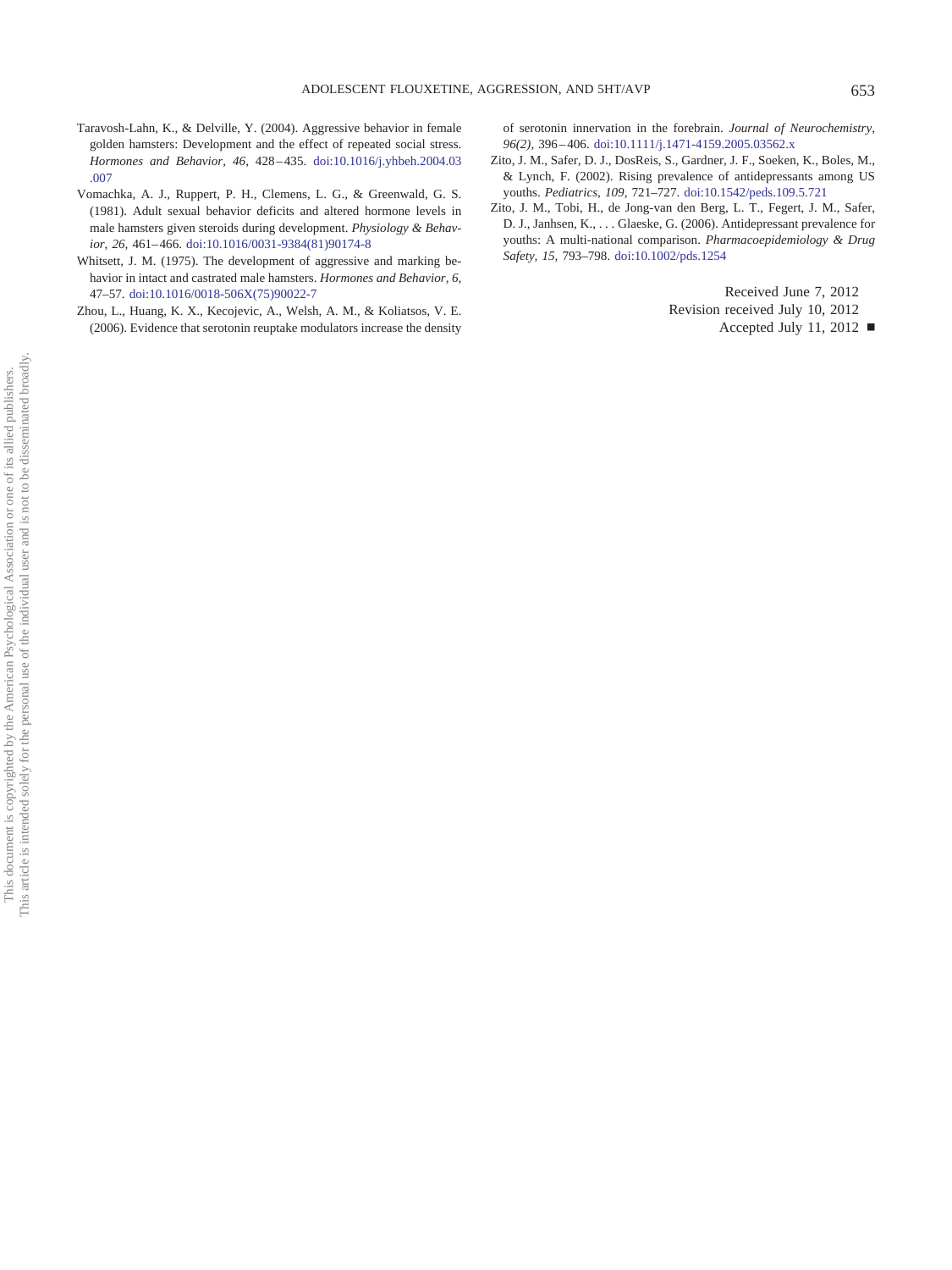Taravosh-Lahn, K., & Delville, Y. (2004). Aggressive behavior in female golden hamsters: Development and the effect of repeated social stress. *Hormones and Behavior*, *46*, 428–435. doi:10.1016/j.yhbeh.2004.03.007

Vomachka, A. J., Ruppert, P. H., Clemens, L. G., & Greenwald, G. S. (1981). Adult sexual behavior deficits and altered hormone levels in male hamsters given steroids during development. *Physiology & Behavior*, *26*, 461–466. doi:10.1016/0031-9384(81)90174-8

Whitsett, J. M. (1975). The development of aggressive and marking behavior in intact and castrated male hamsters. *Hormones and Behavior*, *6*, 47–57. doi:10.1016/0018-506X(75)90022-7

Zhou, L., Huang, K. X., Kecojevic, A., Welsh, A. M., & Koliatsos, V. E. (2006). Evidence that serotonin reuptake modulators increase the density of serotonin innervation in the forebrain. *Journal of Neurochemistry*, *96(2)*, 396–406. doi:10.1111/j.1471-4159.2005.03562.x

Zito, J. M., Safer, D. J., DosReis, S., Gardner, J. F., Soeken, K., Boles, M., & Lynch, F. (2002). Rising prevalence of antidepressants among US youths. *Pediatrics*, *109*, 721–727. doi:10.1542/peds.109.5.721

Zito, J. M., Tobi, H., de Jong-van den Berg, L. T., Fegert, J. M., Safer, D. J., Janhsen, K., . . . Glaeske, G. (2006). Antidepressant prevalence for youths: A multi-national comparison. *Pharmacoepidemiology & Drug Safety*, *15*, 793–798. doi:10.1002/pds.1254

Received June 7, 2012
Revision received July 10, 2012
Accepted July 11, 2012 ■